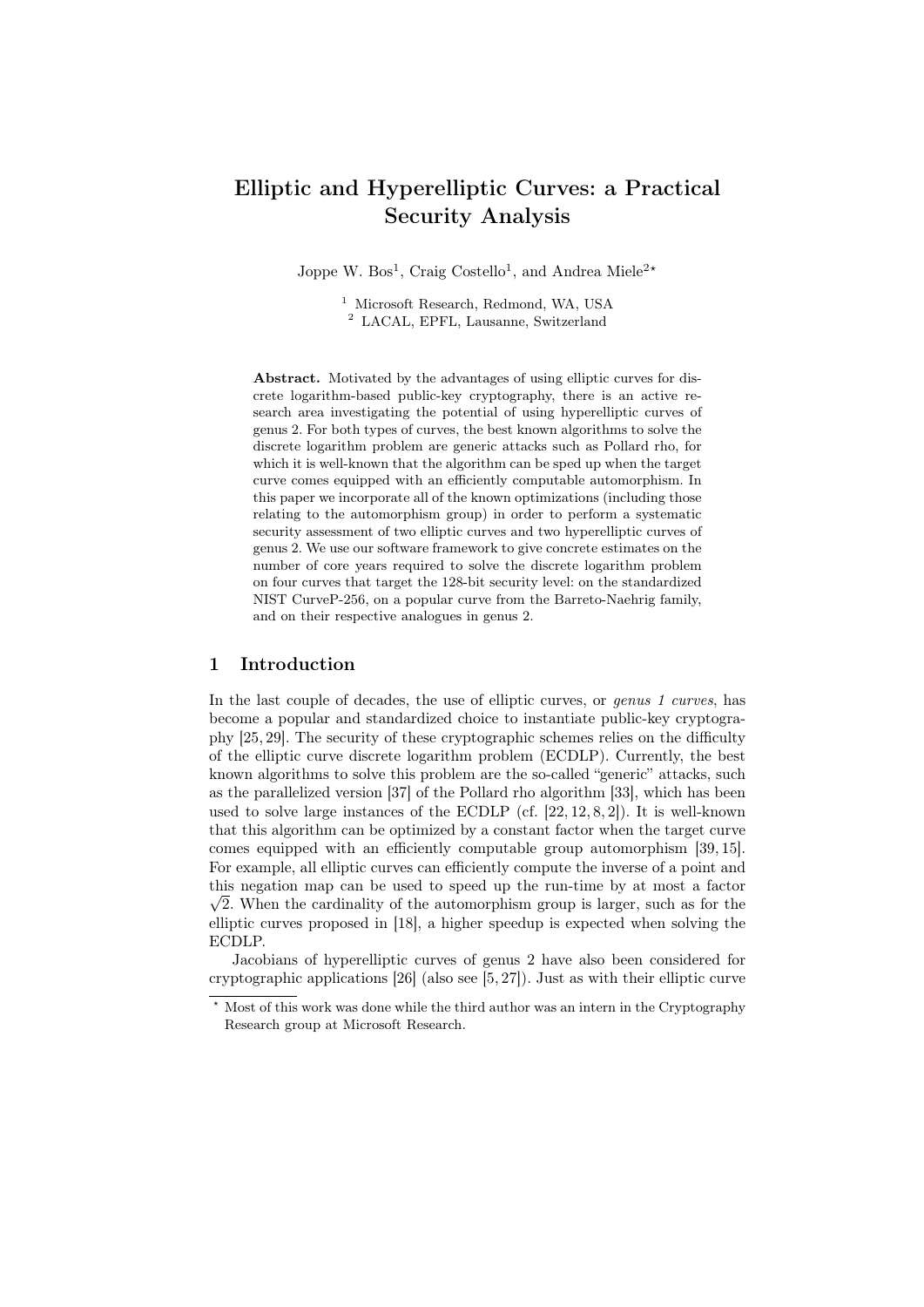# Elliptic and Hyperelliptic Curves: a Practical Security Analysis

Joppe W. Bos[1], Craig Costello[1], and Andrea Miele[2]*

[1] Microsoft Research, Redmond, WA, USA
[2] LACAL, EPFL, Lausanne, Switzerland

**Abstract.** Motivated by the advantages of using elliptic curves for discrete logarithm-based public-key cryptography, there is an active research area investigating the potential of using hyperelliptic curves of genus 2. For both types of curves, the best known algorithms to solve the discrete logarithm problem are generic attacks such as Pollard rho, for which it is well-known that the algorithm can be sped up when the target curve comes equipped with an efficiently computable automorphism. In this paper we incorporate all of the known optimizations (including those relating to the automorphism group) in order to perform a systematic security assessment of two elliptic curves and two hyperelliptic curves of genus 2. We use our software framework to give concrete estimates on the number of core years required to solve the discrete logarithm problem on four curves that target the 128-bit security level: on the standardized NIST CurveP-256, on a popular curve from the Barreto-Naehrig family, and on their respective analogues in genus 2.

## 1 Introduction

In the last couple of decades, the use of elliptic curves, or *genus 1 curves*, has become a popular and standardized choice to instantiate public-key cryptography [25, 29]. The security of these cryptographic schemes relies on the difficulty of the elliptic curve discrete logarithm problem (ECDLP). Currently, the best known algorithms to solve this problem are the so-called "generic" attacks, such as the parallelized version [37] of the Pollard rho algorithm [33], which has been used to solve large instances of the ECDLP (cf. [22, 12, 8, 2]). It is well-known that this algorithm can be optimized by a constant factor when the target curve comes equipped with an efficiently computable group automorphism [39, 15]. For example, all elliptic curves can efficiently compute the inverse of a point and this negation map can be used to speed up the run-time by at most a factor $\sqrt{2}$. When the cardinality of the automorphism group is larger, such as for the elliptic curves proposed in [18], a higher speedup is expected when solving the ECDLP.

Jacobians of hyperelliptic curves of genus 2 have also been considered for cryptographic applications [26] (also see [5, 27]). Just as with their elliptic curve

* Most of this work was done while the third author was an intern in the Cryptography Research group at Microsoft Research.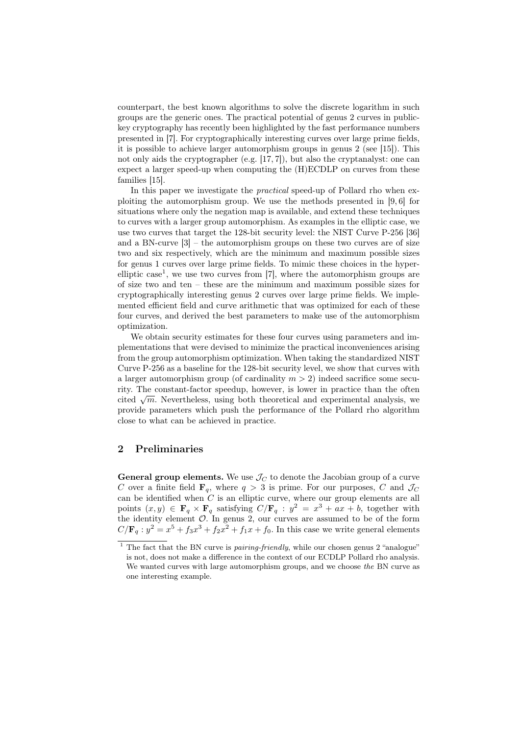counterpart, the best known algorithms to solve the discrete logarithm in such groups are the generic ones. The practical potential of genus 2 curves in public-key cryptography has recently been highlighted by the fast performance numbers presented in [7]. For cryptographically interesting curves over large prime fields, it is possible to achieve larger automorphism groups in genus 2 (see [15]). This not only aids the cryptographer (e.g. [17, 7]), but also the cryptanalyst: one can expect a larger speed-up when computing the (H)ECDLP on curves from these families [15].

In this paper we investigate the *practical* speed-up of Pollard rho when exploiting the automorphism group. We use the methods presented in [9, 6] for situations where only the negation map is available, and extend these techniques to curves with a larger group automorphism. As examples in the elliptic case, we use two curves that target the 128-bit security level: the NIST Curve P-256 [36] and a BN-curve [3] – the automorphism groups on these two curves are of size two and six respectively, which are the minimum and maximum possible sizes for genus 1 curves over large prime fields. To mimic these choices in the hyperelliptic case[1], we use two curves from [7], where the automorphism groups are of size two and ten – these are the minimum and maximum possible sizes for cryptographically interesting genus 2 curves over large prime fields. We implemented efficient field and curve arithmetic that was optimized for each of these four curves, and derived the best parameters to make use of the automorphism optimization.

We obtain security estimates for these four curves using parameters and implementations that were devised to minimize the practical inconveniences arising from the group automorphism optimization. When taking the standardized NIST Curve P-256 as a baseline for the 128-bit security level, we show that curves with a larger automorphism group (of cardinality $m > 2$) indeed sacrifice some security. The constant-factor speedup, however, is lower in practice than the often cited $\sqrt{m}$. Nevertheless, using both theoretical and experimental analysis, we provide parameters which push the performance of the Pollard rho algorithm close to what can be achieved in practice.

## 2 Preliminaries

**General group elements.** We use $\mathcal{J}_C$ to denote the Jacobian group of a curve $C$ over a finite field $\mathbf{F}_q$, where $q > 3$ is prime. For our purposes, $C$ and $\mathcal{J}_C$ can be identified when $C$ is an elliptic curve, where our group elements are all points $(x, y) \in \mathbf{F}_q \times \mathbf{F}_q$ satisfying $C/\mathbf{F}_q : y^2 = x^3 + ax + b$, together with the identity element $\mathcal{O}$. In genus 2, our curves are assumed to be of the form $C/\mathbf{F}_q : y^2 = x^5 + f_3x^3 + f_2x^2 + f_1x + f_0$. In this case we write general elements

[1] The fact that the BN curve is *pairing-friendly*, while our chosen genus 2 "analogue" is not, does not make a difference in the context of our ECDLP Pollard rho analysis. We wanted curves with large automorphism groups, and we choose *the* BN curve as one interesting example.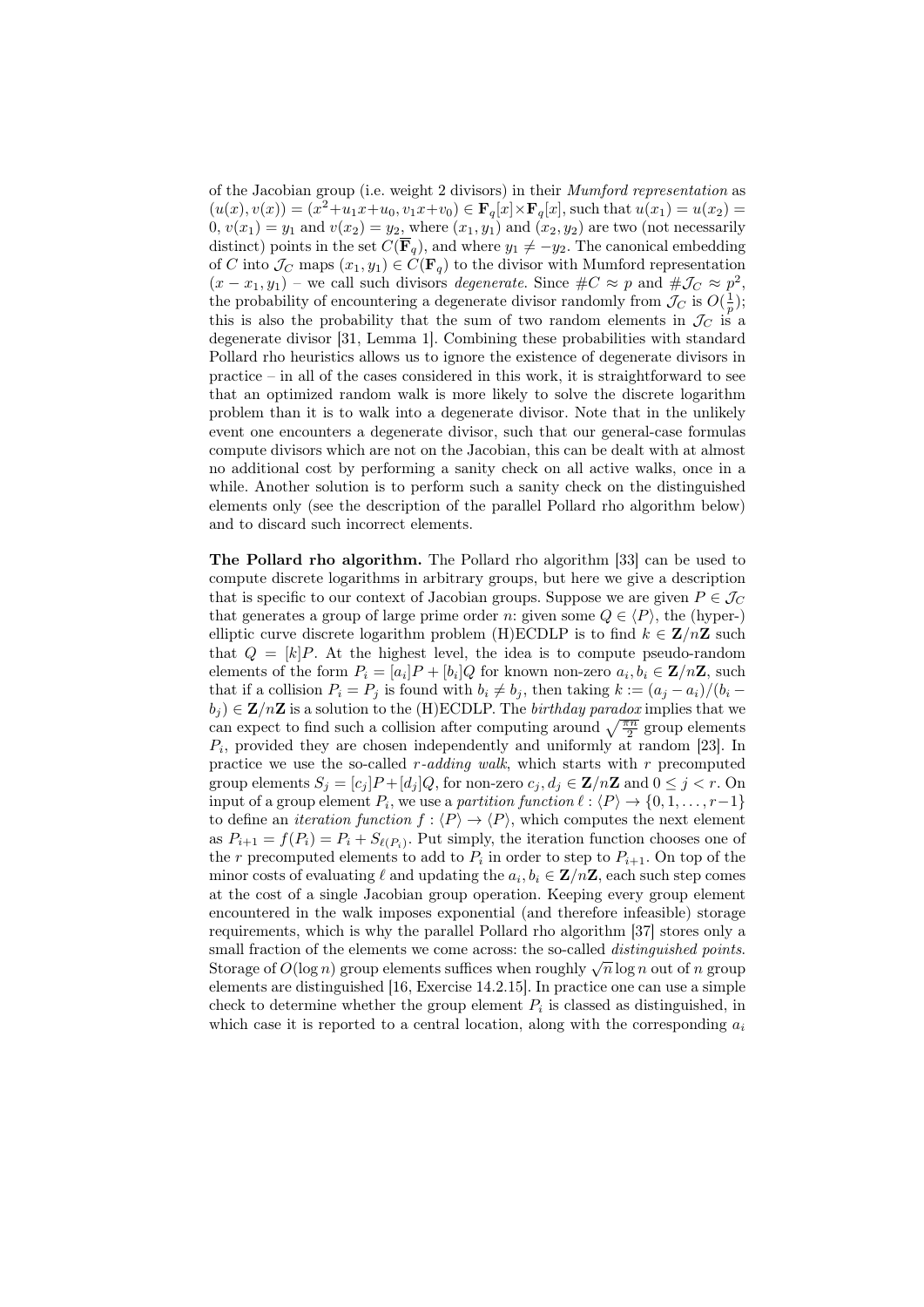of the Jacobian group (i.e. weight 2 divisors) in their *Mumford representation* as $(u(x), v(x)) = (x^2+u_1x+u_0, v_1x+v_0) \in \mathbf{F}_q[x]\times\mathbf{F}_q[x]$, such that $u(x_1) = u(x_2) = 0$, $v(x_1) = y_1$ and $v(x_2) = y_2$, where $(x_1, y_1)$ and $(x_2, y_2)$ are two (not necessarily distinct) points in the set $C(\overline{\mathbf{F}}_q)$, and where $y_1 \neq -y_2$. The canonical embedding of $C$ into $\mathcal{J}_C$ maps $(x_1, y_1) \in C(\mathbf{F}_q)$ to the divisor with Mumford representation $(x - x_1, y_1)$ – we call such divisors *degenerate*. Since $\#C \approx p$ and $\#\mathcal{J}_C \approx p^2$, the probability of encountering a degenerate divisor randomly from $\mathcal{J}_C$ is $O(\frac{1}{p})$; this is also the probability that the sum of two random elements in $\mathcal{J}_C$ is a degenerate divisor [31, Lemma 1]. Combining these probabilities with standard Pollard rho heuristics allows us to ignore the existence of degenerate divisors in practice – in all of the cases considered in this work, it is straightforward to see that an optimized random walk is more likely to solve the discrete logarithm problem than it is to walk into a degenerate divisor. Note that in the unlikely event one encounters a degenerate divisor, such that our general-case formulas compute divisors which are not on the Jacobian, this can be dealt with at almost no additional cost by performing a sanity check on all active walks, once in a while. Another solution is to perform such a sanity check on the distinguished elements only (see the description of the parallel Pollard rho algorithm below) and to discard such incorrect elements.

**The Pollard rho algorithm.** The Pollard rho algorithm [33] can be used to compute discrete logarithms in arbitrary groups, but here we give a description that is specific to our context of Jacobian groups. Suppose we are given $P \in \mathcal{J}_C$ that generates a group of large prime order $n$: given some $Q \in \langle P\rangle$, the (hyper-) elliptic curve discrete logarithm problem (H)ECDLP is to find $k \in \mathbf{Z}/n\mathbf{Z}$ such that $Q = [k]P$. At the highest level, the idea is to compute pseudo-random elements of the form $P_i = [a_i]P + [b_i]Q$ for known non-zero $a_i, b_i \in \mathbf{Z}/n\mathbf{Z}$, such that if a collision $P_i = P_j$ is found with $b_i \neq b_j$, then taking $k := (a_j - a_i)/(b_i - b_j) \in \mathbf{Z}/n\mathbf{Z}$ is a solution to the (H)ECDLP. The *birthday paradox* implies that we can expect to find such a collision after computing around $\sqrt{\frac{\pi n}{2}}$ group elements $P_i$, provided they are chosen independently and uniformly at random [23]. In practice we use the so-called *r-adding walk*, which starts with $r$ precomputed group elements $S_j = [c_j]P+[d_j]Q$, for non-zero $c_j, d_j \in \mathbf{Z}/n\mathbf{Z}$ and $0 \leq j < r$. On input of a group element $P_i$, we use a *partition function* $\ell : \langle P\rangle \to \{0, 1, \ldots, r-1\}$ to define an *iteration function* $f : \langle P\rangle \to \langle P\rangle$, which computes the next element as $P_{i+1} = f(P_i) = P_i + S_{\ell(P_i)}$. Put simply, the iteration function chooses one of the $r$ precomputed elements to add to $P_i$ in order to step to $P_{i+1}$. On top of the minor costs of evaluating $\ell$ and updating the $a_i, b_i \in \mathbf{Z}/n\mathbf{Z}$, each such step comes at the cost of a single Jacobian group operation. Keeping every group element encountered in the walk imposes exponential (and therefore infeasible) storage requirements, which is why the parallel Pollard rho algorithm [37] stores only a small fraction of the elements we come across: the so-called *distinguished points*. Storage of $O(\log n)$ group elements suffices when roughly $\sqrt{n}\log n$ out of $n$ group elements are distinguished [16, Exercise 14.2.15]. In practice one can use a simple check to determine whether the group element $P_i$ is classed as distinguished, in which case it is reported to a central location, along with the corresponding $a_i$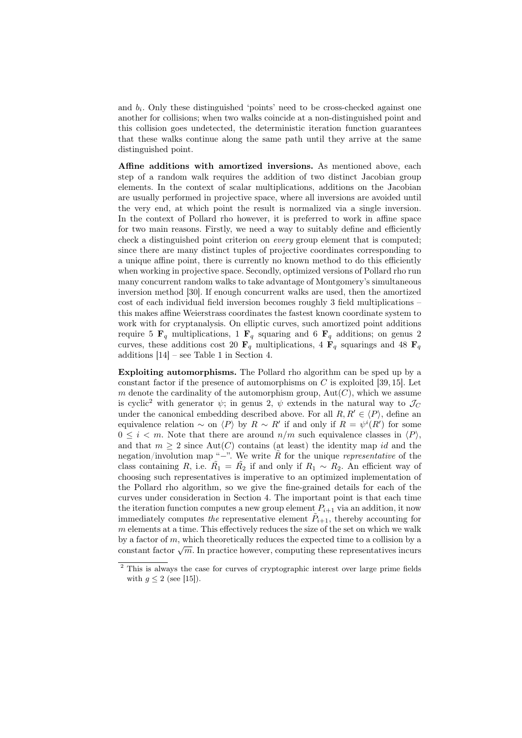and $b_i$. Only these distinguished 'points' need to be cross-checked against one another for collisions; when two walks coincide at a non-distinguished point and this collision goes undetected, the deterministic iteration function guarantees that these walks continue along the same path until they arrive at the same distinguished point.

**Affine additions with amortized inversions.** As mentioned above, each step of a random walk requires the addition of two distinct Jacobian group elements. In the context of scalar multiplications, additions on the Jacobian are usually performed in projective space, where all inversions are avoided until the very end, at which point the result is normalized via a single inversion. In the context of Pollard rho however, it is preferred to work in affine space for two main reasons. Firstly, we need a way to suitably define and efficiently check a distinguished point criterion on *every* group element that is computed; since there are many distinct tuples of projective coordinates corresponding to a unique affine point, there is currently no known method to do this efficiently when working in projective space. Secondly, optimized versions of Pollard rho run many concurrent random walks to take advantage of Montgomery's simultaneous inversion method [30]. If enough concurrent walks are used, then the amortized cost of each individual field inversion becomes roughly 3 field multiplications – this makes affine Weierstrass coordinates the fastest known coordinate system to work with for cryptanalysis. On elliptic curves, such amortized point additions require 5 $\mathbf{F}_q$ multiplications, 1 $\mathbf{F}_q$ squaring and 6 $\mathbf{F}_q$ additions; on genus 2 curves, these additions cost 20 $\mathbf{F}_q$ multiplications, 4 $\mathbf{F}_q$ squarings and 48 $\mathbf{F}_q$ additions [14] – see Table 1 in Section 4.

**Exploiting automorphisms.** The Pollard rho algorithm can be sped up by a constant factor if the presence of automorphisms on $C$ is exploited [39, 15]. Let $m$ denote the cardinality of the automorphism group, $\text{Aut}(C)$, which we assume is cyclic[2] with generator $\psi$; in genus 2, $\psi$ extends in the natural way to $\mathcal{J}_C$ under the canonical embedding described above. For all $R, R' \in \langle P \rangle$, define an equivalence relation $\sim$ on $\langle P \rangle$ by $R \sim R'$ if and only if $R = \psi^i(R')$ for some $0 \leq i < m$. Note that there are around $n/m$ such equivalence classes in $\langle P \rangle$, and that $m \geq 2$ since $\text{Aut}(C)$ contains (at least) the identity map $id$ and the negation/involution map "$-$". We write $\tilde{R}$ for the unique *representative* of the class containing $R$, i.e. $\tilde{R_1} = \tilde{R_2}$ if and only if $R_1 \sim R_2$. An efficient way of choosing such representatives is imperative to an optimized implementation of the Pollard rho algorithm, so we give the fine-grained details for each of the curves under consideration in Section 4. The important point is that each time the iteration function computes a new group element $P_{i+1}$ via an addition, it now immediately computes *the* representative element $\tilde{P}_{i+1}$, thereby accounting for $m$ elements at a time. This effectively reduces the size of the set on which we walk by a factor of $m$, which theoretically reduces the expected time to a collision by a constant factor $\sqrt{m}$. In practice however, computing these representatives incurs

[2] This is always the case for curves of cryptographic interest over large prime fields with $g \leq 2$ (see [15]).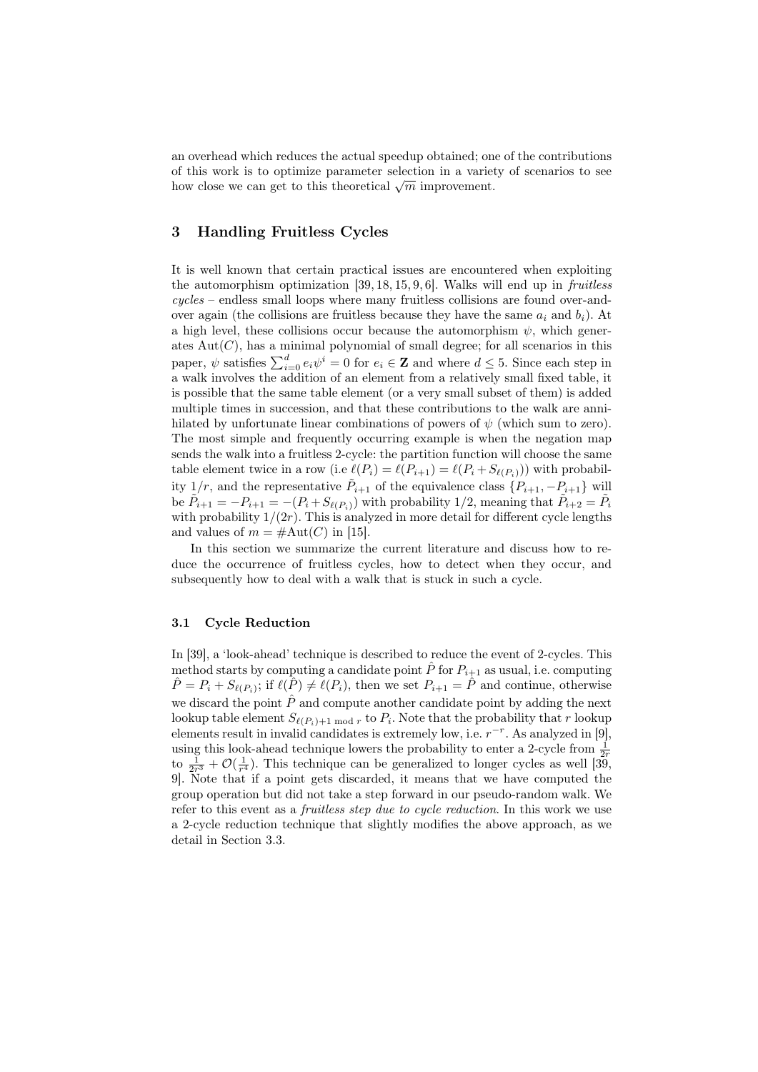an overhead which reduces the actual speedup obtained; one of the contributions of this work is to optimize parameter selection in a variety of scenarios to see how close we can get to this theoretical $\sqrt{m}$ improvement.

## 3 Handling Fruitless Cycles

It is well known that certain practical issues are encountered when exploiting the automorphism optimization [39, 18, 15, 9, 6]. Walks will end up in *fruitless cycles* – endless small loops where many fruitless collisions are found over-and-over again (the collisions are fruitless because they have the same $a_i$ and $b_i$). At a high level, these collisions occur because the automorphism $\psi$, which generates $\text{Aut}(C)$, has a minimal polynomial of small degree; for all scenarios in this paper, $\psi$ satisfies $\sum_{i=0}^{d} e_i \psi^i = 0$ for $e_i \in \mathbf{Z}$ and where $d \leq 5$. Since each step in a walk involves the addition of an element from a relatively small fixed table, it is possible that the same table element (or a very small subset of them) is added multiple times in succession, and that these contributions to the walk are annihilated by unfortunate linear combinations of powers of $\psi$ (which sum to zero). The most simple and frequently occurring example is when the negation map sends the walk into a fruitless 2-cycle: the partition function will choose the same table element twice in a row (i.e $\ell(P_i) = \ell(P_{i+1}) = \ell(P_i + S_{\ell(P_i)})$) with probability $1/r$, and the representative $\tilde{P}_{i+1}$ of the equivalence class $\{P_{i+1}, -P_{i+1}\}$ will be $\tilde{P}_{i+1} = -P_{i+1} = -(P_i + S_{\ell(P_i)})$ with probability $1/2$, meaning that $\tilde{P}_{i+2} = \tilde{P}_i$ with probability $1/(2r)$. This is analyzed in more detail for different cycle lengths and values of $m = \#\text{Aut}(C)$ in [15].

In this section we summarize the current literature and discuss how to reduce the occurrence of fruitless cycles, how to detect when they occur, and subsequently how to deal with a walk that is stuck in such a cycle.

### 3.1 Cycle Reduction

In [39], a 'look-ahead' technique is described to reduce the event of 2-cycles. This method starts by computing a candidate point $\hat{P}$ for $P_{i+1}$ as usual, i.e. computing $\hat{P} = P_i + S_{\ell(P_i)}$; if $\ell(\hat{P}) \neq \ell(P_i)$, then we set $P_{i+1} = \hat{P}$ and continue, otherwise we discard the point $\hat{P}$ and compute another candidate point by adding the next lookup table element $S_{\ell(P_i)+1 \bmod r}$ to $P_i$. Note that the probability that $r$ lookup elements result in invalid candidates is extremely low, i.e. $r^{-r}$. As analyzed in [9], using this look-ahead technique lowers the probability to enter a 2-cycle from $\frac{1}{2r}$ to $\frac{1}{2r^3} + \mathcal{O}(\frac{1}{r^4})$. This technique can be generalized to longer cycles as well [39, 9]. Note that if a point gets discarded, it means that we have computed the group operation but did not take a step forward in our pseudo-random walk. We refer to this event as a *fruitless step due to cycle reduction*. In this work we use a 2-cycle reduction technique that slightly modifies the above approach, as we detail in Section 3.3.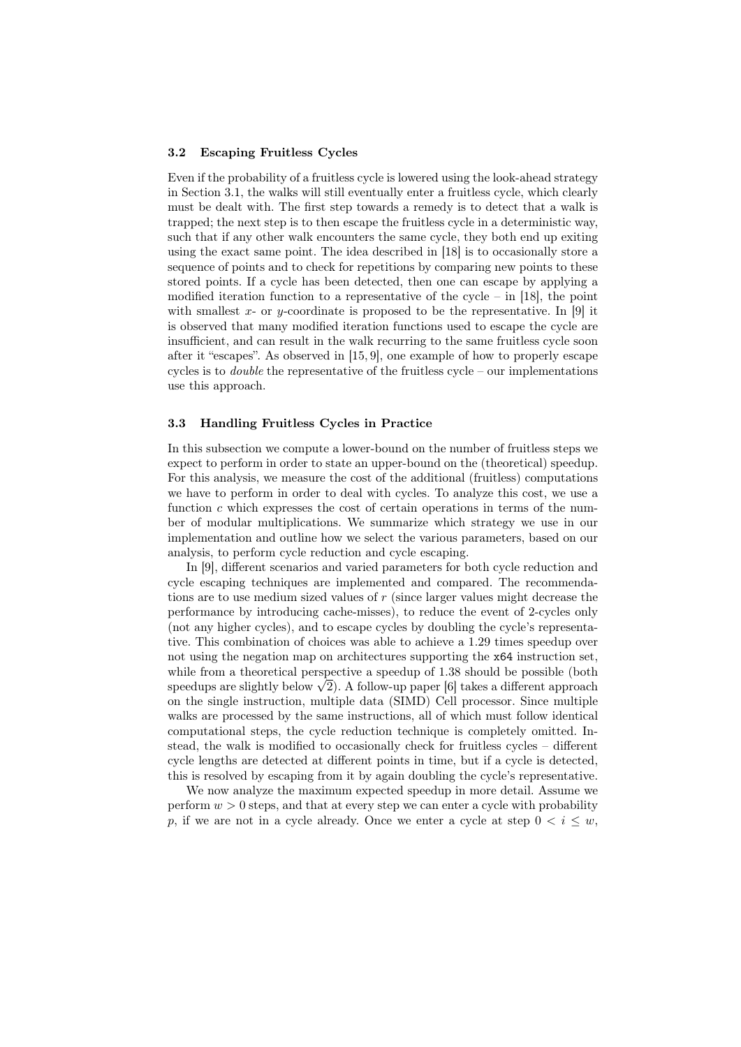### 3.2 Escaping Fruitless Cycles

Even if the probability of a fruitless cycle is lowered using the look-ahead strategy in Section 3.1, the walks will still eventually enter a fruitless cycle, which clearly must be dealt with. The first step towards a remedy is to detect that a walk is trapped; the next step is to then escape the fruitless cycle in a deterministic way, such that if any other walk encounters the same cycle, they both end up exiting using the exact same point. The idea described in [18] is to occasionally store a sequence of points and to check for repetitions by comparing new points to these stored points. If a cycle has been detected, then one can escape by applying a modified iteration function to a representative of the cycle – in [18], the point with smallest $x$- or $y$-coordinate is proposed to be the representative. In [9] it is observed that many modified iteration functions used to escape the cycle are insufficient, and can result in the walk recurring to the same fruitless cycle soon after it "escapes". As observed in [15, 9], one example of how to properly escape cycles is to *double* the representative of the fruitless cycle – our implementations use this approach.

### 3.3 Handling Fruitless Cycles in Practice

In this subsection we compute a lower-bound on the number of fruitless steps we expect to perform in order to state an upper-bound on the (theoretical) speedup. For this analysis, we measure the cost of the additional (fruitless) computations we have to perform in order to deal with cycles. To analyze this cost, we use a function $c$ which expresses the cost of certain operations in terms of the number of modular multiplications. We summarize which strategy we use in our implementation and outline how we select the various parameters, based on our analysis, to perform cycle reduction and cycle escaping.

In [9], different scenarios and varied parameters for both cycle reduction and cycle escaping techniques are implemented and compared. The recommendations are to use medium sized values of $r$ (since larger values might decrease the performance by introducing cache-misses), to reduce the event of 2-cycles only (not any higher cycles), and to escape cycles by doubling the cycle's representative. This combination of choices was able to achieve a 1.29 times speedup over not using the negation map on architectures supporting the `x64` instruction set, while from a theoretical perspective a speedup of 1.38 should be possible (both speedups are slightly below $\sqrt{2}$). A follow-up paper [6] takes a different approach on the single instruction, multiple data (SIMD) Cell processor. Since multiple walks are processed by the same instructions, all of which must follow identical computational steps, the cycle reduction technique is completely omitted. Instead, the walk is modified to occasionally check for fruitless cycles – different cycle lengths are detected at different points in time, but if a cycle is detected, this is resolved by escaping from it by again doubling the cycle's representative.

We now analyze the maximum expected speedup in more detail. Assume we perform $w > 0$ steps, and that at every step we can enter a cycle with probability $p$, if we are not in a cycle already. Once we enter a cycle at step $0 < i \leq w$,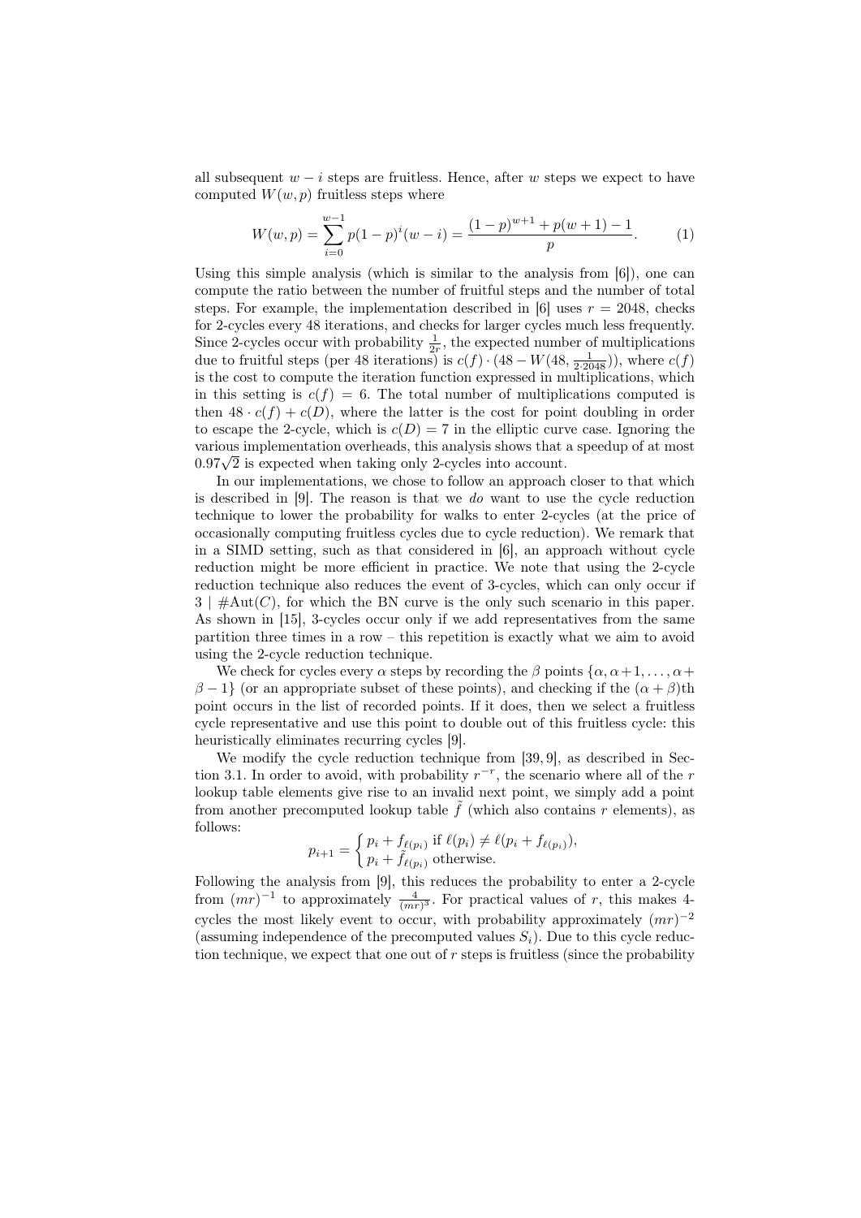all subsequent $w - i$ steps are fruitless. Hence, after $w$ steps we expect to have computed $W(w, p)$ fruitless steps where

$$W(w,p) = \sum_{i=0}^{w-1} p(1-p)^i(w-i) = \frac{(1-p)^{w+1} + p(w+1) - 1}{p}. \quad (1)$$

Using this simple analysis (which is similar to the analysis from [6]), one can compute the ratio between the number of fruitful steps and the number of total steps. For example, the implementation described in [6] uses $r = 2048$, checks for 2-cycles every 48 iterations, and checks for larger cycles much less frequently. Since 2-cycles occur with probability $\frac{1}{2r}$, the expected number of multiplications due to fruitful steps (per 48 iterations) is $c(f) \cdot (48 - W(48, \frac{1}{2 \cdot 2048}))$, where $c(f)$ is the cost to compute the iteration function expressed in multiplications, which in this setting is $c(f) = 6$. The total number of multiplications computed is then $48 \cdot c(f) + c(D)$, where the latter is the cost for point doubling in order to escape the 2-cycle, which is $c(D) = 7$ in the elliptic curve case. Ignoring the various implementation overheads, this analysis shows that a speedup of at most $0.97\sqrt{2}$ is expected when taking only 2-cycles into account.

In our implementations, we chose to follow an approach closer to that which is described in [9]. The reason is that we *do* want to use the cycle reduction technique to lower the probability for walks to enter 2-cycles (at the price of occasionally computing fruitless cycles due to cycle reduction). We remark that in a SIMD setting, such as that considered in [6], an approach without cycle reduction might be more efficient in practice. We note that using the 2-cycle reduction technique also reduces the event of 3-cycles, which can only occur if $3 \mid \#\mathrm{Aut}(C)$, for which the BN curve is the only such scenario in this paper. As shown in [15], 3-cycles occur only if we add representatives from the same partition three times in a row – this repetition is exactly what we aim to avoid using the 2-cycle reduction technique.

We check for cycles every $\alpha$ steps by recording the $\beta$ points $\{\alpha, \alpha+1, \ldots, \alpha+\beta-1\}$ (or an appropriate subset of these points), and checking if the $(\alpha+\beta)$th point occurs in the list of recorded points. If it does, then we select a fruitless cycle representative and use this point to double out of this fruitless cycle: this heuristically eliminates recurring cycles [9].

We modify the cycle reduction technique from [39, 9], as described in Section 3.1. In order to avoid, with probability $r^{-r}$, the scenario where all of the $r$ lookup table elements give rise to an invalid next point, we simply add a point from another precomputed lookup table $\tilde{f}$ (which also contains $r$ elements), as follows:

$$p_{i+1} = \begin{cases} p_i + f_{\ell(p_i)} & \text{if } \ell(p_i) \neq \ell(p_i + f_{\ell(p_i)}), \\ p_i + \tilde{f}_{\ell(p_i)} & \text{otherwise.} \end{cases}$$

Following the analysis from [9], this reduces the probability to enter a 2-cycle from $(mr)^{-1}$ to approximately $\frac{4}{(mr)^3}$. For practical values of $r$, this makes 4-cycles the most likely event to occur, with probability approximately $(mr)^{-2}$ (assuming independence of the precomputed values $S_i$). Due to this cycle reduction technique, we expect that one out of $r$ steps is fruitless (since the probability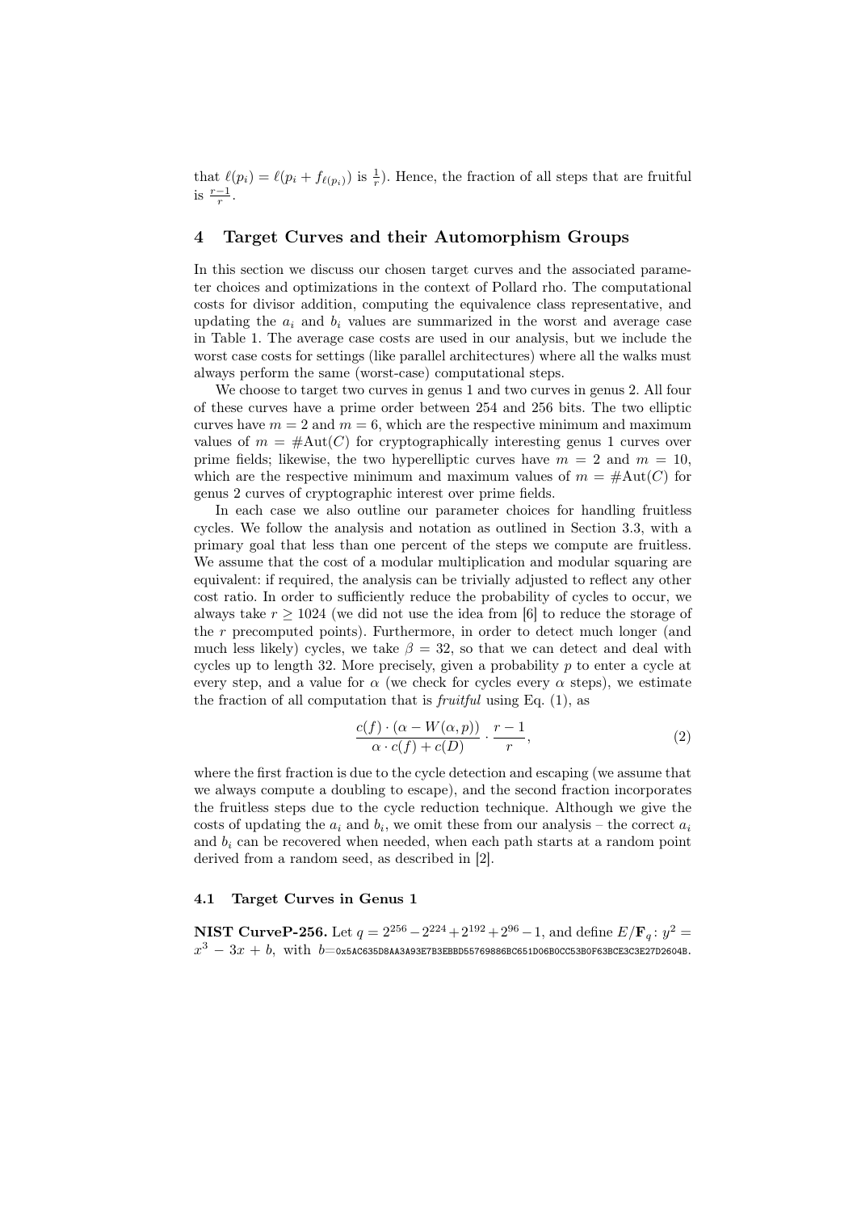that $\ell(p_i) = \ell(p_i + f_{\ell(p_i)})$ is $\frac{1}{r}$). Hence, the fraction of all steps that are fruitful is $\frac{r-1}{r}$.

## 4 Target Curves and their Automorphism Groups

In this section we discuss our chosen target curves and the associated parameter choices and optimizations in the context of Pollard rho. The computational costs for divisor addition, computing the equivalence class representative, and updating the $a_i$ and $b_i$ values are summarized in the worst and average case in Table 1. The average case costs are used in our analysis, but we include the worst case costs for settings (like parallel architectures) where all the walks must always perform the same (worst-case) computational steps.

We choose to target two curves in genus 1 and two curves in genus 2. All four of these curves have a prime order between 254 and 256 bits. The two elliptic curves have $m = 2$ and $m = 6$, which are the respective minimum and maximum values of $m = \#\text{Aut}(C)$ for cryptographically interesting genus 1 curves over prime fields; likewise, the two hyperelliptic curves have $m = 2$ and $m = 10$, which are the respective minimum and maximum values of $m = \#\text{Aut}(C)$ for genus 2 curves of cryptographic interest over prime fields.

In each case we also outline our parameter choices for handling fruitless cycles. We follow the analysis and notation as outlined in Section 3.3, with a primary goal that less than one percent of the steps we compute are fruitless. We assume that the cost of a modular multiplication and modular squaring are equivalent: if required, the analysis can be trivially adjusted to reflect any other cost ratio. In order to sufficiently reduce the probability of cycles to occur, we always take $r \geq 1024$ (we did not use the idea from [6] to reduce the storage of the $r$ precomputed points). Furthermore, in order to detect much longer (and much less likely) cycles, we take $\beta = 32$, so that we can detect and deal with cycles up to length 32. More precisely, given a probability $p$ to enter a cycle at every step, and a value for $\alpha$ (we check for cycles every $\alpha$ steps), we estimate the fraction of all computation that is *fruitful* using Eq. (1), as

$$\frac{c(f) \cdot (\alpha - W(\alpha, p))}{\alpha \cdot c(f) + c(D)} \cdot \frac{r-1}{r}, \tag{2}$$

where the first fraction is due to the cycle detection and escaping (we assume that we always compute a doubling to escape), and the second fraction incorporates the fruitless steps due to the cycle reduction technique. Although we give the costs of updating the $a_i$ and $b_i$, we omit these from our analysis – the correct $a_i$ and $b_i$ can be recovered when needed, when each path starts at a random point derived from a random seed, as described in [2].

### 4.1 Target Curves in Genus 1

**NIST CurveP-256.** Let $q = 2^{256} - 2^{224} + 2^{192} + 2^{96} - 1$, and define $E/\mathbf{F}_q : y^2 = x^3 - 3x + b$, with $b$=0x5AC635D8AA3A93E7B3EBBD55769886BC651D06B0CC53B0F63BCE3C3E27D2604B.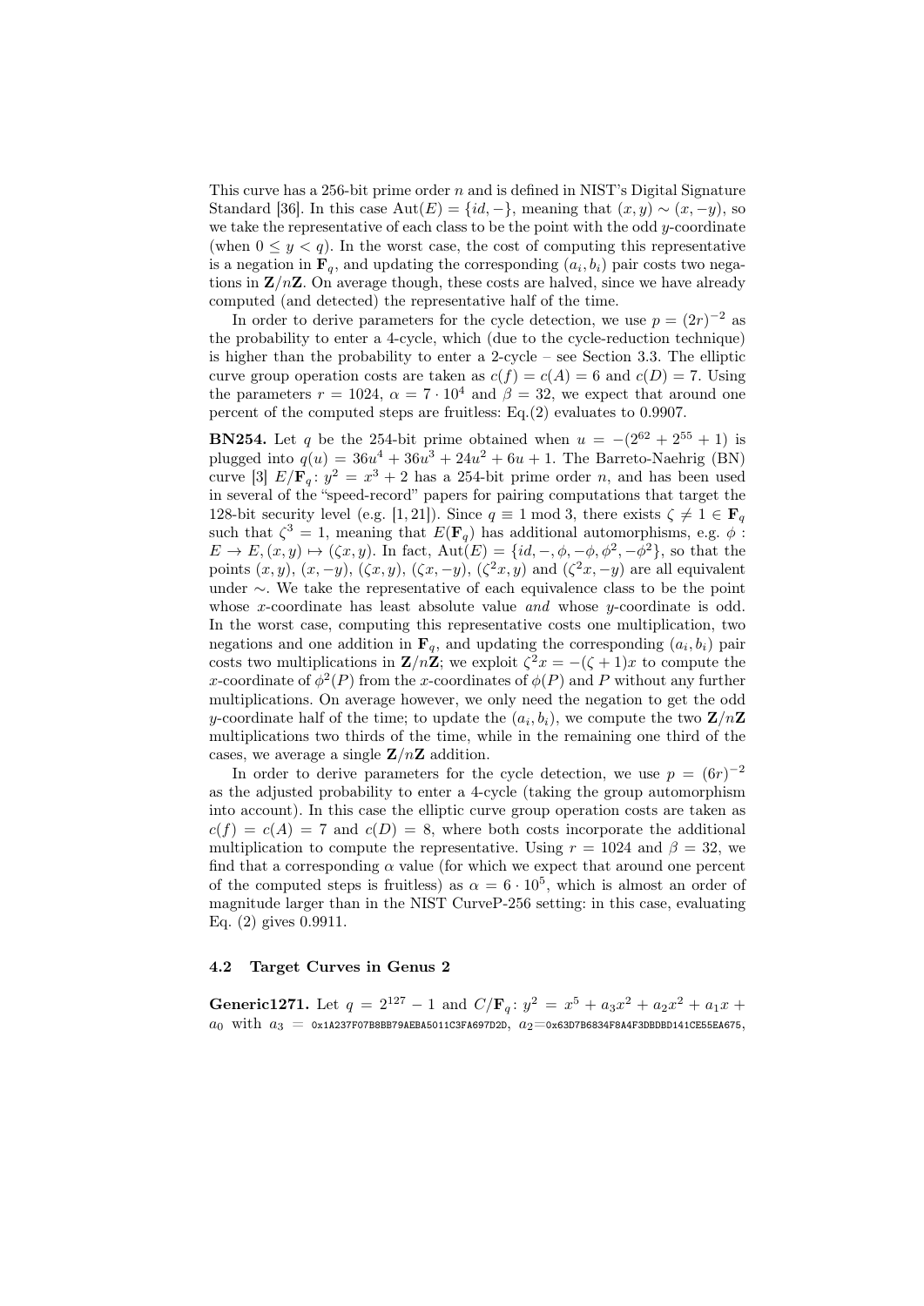This curve has a 256-bit prime order $n$ and is defined in NIST's Digital Signature Standard [36]. In this case $\text{Aut}(E) = \{id, -\}$, meaning that $(x, y) \sim (x, -y)$, so we take the representative of each class to be the point with the odd $y$-coordinate (when $0 \leq y < q$). In the worst case, the cost of computing this representative is a negation in $\mathbf{F}_q$, and updating the corresponding $(a_i, b_i)$ pair costs two negations in $\mathbf{Z}/n\mathbf{Z}$. On average though, these costs are halved, since we have already computed (and detected) the representative half of the time.

In order to derive parameters for the cycle detection, we use $p = (2r)^{-2}$ as the probability to enter a 4-cycle, which (due to the cycle-reduction technique) is higher than the probability to enter a 2-cycle – see Section 3.3. The elliptic curve group operation costs are taken as $c(f) = c(A) = 6$ and $c(D) = 7$. Using the parameters $r = 1024$, $\alpha = 7 \cdot 10^4$ and $\beta = 32$, we expect that around one percent of the computed steps are fruitless: Eq.(2) evaluates to 0.9907.

**BN254.** Let $q$ be the 254-bit prime obtained when $u = -(2^{62} + 2^{55} + 1)$ is plugged into $q(u) = 36u^4 + 36u^3 + 24u^2 + 6u + 1$. The Barreto-Naehrig (BN) curve [3] $E/\mathbf{F}_q\colon y^2 = x^3 + 2$ has a 254-bit prime order $n$, and has been used in several of the "speed-record" papers for pairing computations that target the 128-bit security level (e.g. [1, 21]). Since $q \equiv 1 \bmod 3$, there exists $\zeta \neq 1 \in \mathbf{F}_q$ such that $\zeta^3 = 1$, meaning that $E(\mathbf{F}_q)$ has additional automorphisms, e.g. $\phi : E \to E, (x, y) \mapsto (\zeta x, y)$. In fact, $\text{Aut}(E) = \{id, -, \phi, -\phi, \phi^2, -\phi^2\}$, so that the points $(x, y)$, $(x, -y)$, $(\zeta x, y)$, $(\zeta x, -y)$, $(\zeta^2 x, y)$ and $(\zeta^2 x, -y)$ are all equivalent under $\sim$. We take the representative of each equivalence class to be the point whose $x$-coordinate has least absolute value *and* whose $y$-coordinate is odd. In the worst case, computing this representative costs one multiplication, two negations and one addition in $\mathbf{F}_q$, and updating the corresponding $(a_i, b_i)$ pair costs two multiplications in $\mathbf{Z}/n\mathbf{Z}$; we exploit $\zeta^2 x = -(\zeta + 1)x$ to compute the $x$-coordinate of $\phi^2(P)$ from the $x$-coordinates of $\phi(P)$ and $P$ without any further multiplications. On average however, we only need the negation to get the odd $y$-coordinate half of the time; to update the $(a_i, b_i)$, we compute the two $\mathbf{Z}/n\mathbf{Z}$ multiplications two thirds of the time, while in the remaining one third of the cases, we average a single $\mathbf{Z}/n\mathbf{Z}$ addition.

In order to derive parameters for the cycle detection, we use $p = (6r)^{-2}$ as the adjusted probability to enter a 4-cycle (taking the group automorphism into account). In this case the elliptic curve group operation costs are taken as $c(f) = c(A) = 7$ and $c(D) = 8$, where both costs incorporate the additional multiplication to compute the representative. Using $r = 1024$ and $\beta = 32$, we find that a corresponding $\alpha$ value (for which we expect that around one percent of the computed steps is fruitless) as $\alpha = 6 \cdot 10^5$, which is almost an order of magnitude larger than in the NIST CurveP-256 setting: in this case, evaluating Eq. (2) gives 0.9911.

### 4.2 Target Curves in Genus 2

**Generic1271.** Let $q = 2^{127} - 1$ and $C/\mathbf{F}_q\colon y^2 = x^5 + a_3x^2 + a_2x^2 + a_1x + a_0$ with $a_3$ = `0x1A237F07B8BB79AEBA5011C3FA697D2D`, $a_2$=`0x63D7B6834F8A4F3DBDBD141CE55EA675`,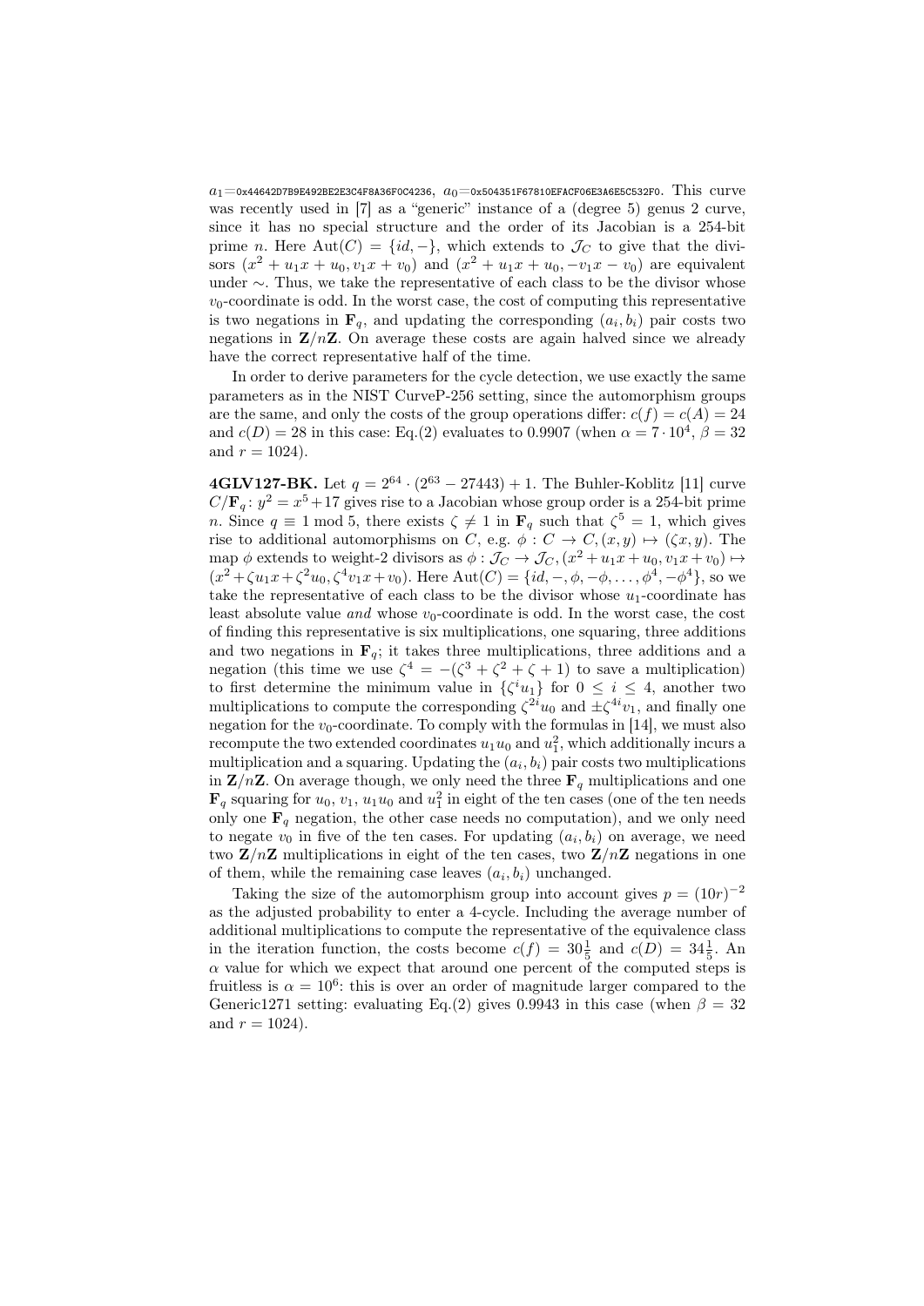$a_1$=0x44642D7B9E492BE2E3C4F8A36F0C4236, $a_0$=0x504351F67810EFACF06E3A6E5C532F0. This curve was recently used in [7] as a "generic" instance of a (degree 5) genus 2 curve, since it has no special structure and the order of its Jacobian is a 254-bit prime $n$. Here $\mathrm{Aut}(C) = \{id, -\}$, which extends to $\mathcal{J}_C$ to give that the divisors $(x^2 + u_1x + u_0, v_1x + v_0)$ and $(x^2 + u_1x + u_0, -v_1x - v_0)$ are equivalent under $\sim$. Thus, we take the representative of each class to be the divisor whose $v_0$-coordinate is odd. In the worst case, the cost of computing this representative is two negations in $\mathbf{F}_q$, and updating the corresponding $(a_i, b_i)$ pair costs two negations in $\mathbf{Z}/n\mathbf{Z}$. On average these costs are again halved since we already have the correct representative half of the time.

In order to derive parameters for the cycle detection, we use exactly the same parameters as in the NIST CurveP-256 setting, since the automorphism groups are the same, and only the costs of the group operations differ: $c(f) = c(A) = 24$ and $c(D) = 28$ in this case: Eq.(2) evaluates to 0.9907 (when $\alpha = 7 \cdot 10^4$, $\beta = 32$ and $r = 1024$).

**4GLV127-BK.** Let $q = 2^{64} \cdot (2^{63} - 27443) + 1$. The Buhler-Koblitz [11] curve $C/\mathbf{F}_q \colon y^2 = x^5 + 17$ gives rise to a Jacobian whose group order is a 254-bit prime $n$. Since $q \equiv 1 \bmod 5$, there exists $\zeta \neq 1$ in $\mathbf{F}_q$ such that $\zeta^5 = 1$, which gives rise to additional automorphisms on $C$, e.g. $\phi : C \to C, (x, y) \mapsto (\zeta x, y)$. The map $\phi$ extends to weight-2 divisors as $\phi : \mathcal{J}_C \to \mathcal{J}_C, (x^2 + u_1x + u_0, v_1x + v_0) \mapsto (x^2 + \zeta u_1 x + \zeta^2 u_0, \zeta^4 v_1 x + v_0)$. Here $\mathrm{Aut}(C) = \{id, -, \phi, -\phi, \ldots, \phi^4, -\phi^4\}$, so we take the representative of each class to be the divisor whose $u_1$-coordinate has least absolute value *and* whose $v_0$-coordinate is odd. In the worst case, the cost of finding this representative is six multiplications, one squaring, three additions and two negations in $\mathbf{F}_q$; it takes three multiplications, three additions and a negation (this time we use $\zeta^4 = -(\zeta^3 + \zeta^2 + \zeta + 1)$ to save a multiplication) to first determine the minimum value in $\{\zeta^i u_1\}$ for $0 \leq i \leq 4$, another two multiplications to compute the corresponding $\zeta^{2i} u_0$ and $\pm\zeta^{4i} v_1$, and finally one negation for the $v_0$-coordinate. To comply with the formulas in [14], we must also recompute the two extended coordinates $u_1 u_0$ and $u_1^2$, which additionally incurs a multiplication and a squaring. Updating the $(a_i, b_i)$ pair costs two multiplications in $\mathbf{Z}/n\mathbf{Z}$. On average though, we only need the three $\mathbf{F}_q$ multiplications and one $\mathbf{F}_q$ squaring for $u_0$, $v_1$, $u_1 u_0$ and $u_1^2$ in eight of the ten cases (one of the ten needs only one $\mathbf{F}_q$ negation, the other case needs no computation), and we only need to negate $v_0$ in five of the ten cases. For updating $(a_i, b_i)$ on average, we need two $\mathbf{Z}/n\mathbf{Z}$ multiplications in eight of the ten cases, two $\mathbf{Z}/n\mathbf{Z}$ negations in one of them, while the remaining case leaves $(a_i, b_i)$ unchanged.

Taking the size of the automorphism group into account gives $p = (10r)^{-2}$ as the adjusted probability to enter a 4-cycle. Including the average number of additional multiplications to compute the representative of the equivalence class in the iteration function, the costs become $c(f) = 30\frac{1}{5}$ and $c(D) = 34\frac{1}{5}$. An $\alpha$ value for which we expect that around one percent of the computed steps is fruitless is $\alpha = 10^6$: this is over an order of magnitude larger compared to the Generic1271 setting: evaluating Eq.(2) gives 0.9943 in this case (when $\beta = 32$ and $r = 1024$).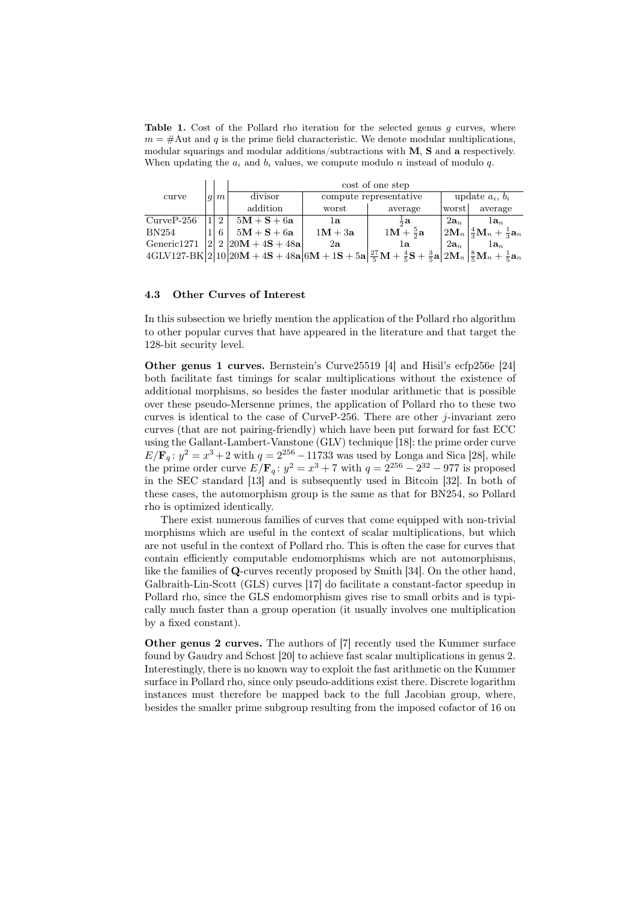**Table 1.** Cost of the Pollard rho iteration for the selected genus $g$ curves, where $m = \#\text{Aut}$ and $q$ is the prime field characteristic. We denote modular multiplications, modular squarings and modular additions/subtractions with $\mathbf{M}$, $\mathbf{S}$ and $\mathbf{a}$ respectively. When updating the $a_i$ and $b_i$ values, we compute modulo $n$ instead of modulo $q$.

| curve | $g$ | $m$ | cost of one step | | | | |
|---|---|---|---|---|---|---|---|
| | | | divisor addition | compute representative | | update $a_i$, $b_i$ | |
| | | | | worst | average | worst | average |
| CurveP-256 | 1 | 2 | $5\mathbf{M}+\mathbf{S}+6\mathbf{a}$ | $1\mathbf{a}$ | $\frac{1}{2}\mathbf{a}$ | $2\mathbf{a}_n$ | $1\mathbf{a}_n$ |
| BN254 | 1 | 6 | $5\mathbf{M}+\mathbf{S}+6\mathbf{a}$ | $1\mathbf{M}+3\mathbf{a}$ | $1\mathbf{M}+\frac{5}{2}\mathbf{a}$ | $2\mathbf{M}_n$ | $\frac{4}{3}\mathbf{M}_n+\frac{1}{3}\mathbf{a}_n$ |
| Generic1271 | 2 | 2 | $20\mathbf{M}+4\mathbf{S}+48\mathbf{a}$ | $2\mathbf{a}$ | $1\mathbf{a}$ | $2\mathbf{a}_n$ | $1\mathbf{a}_n$ |
| 4GLV127-BK | 2 | 10 | $20\mathbf{M}+4\mathbf{S}+48\mathbf{a}$ | $6\mathbf{M}+1\mathbf{S}+5\mathbf{a}$ | $\frac{27}{5}\mathbf{M}+\frac{4}{5}\mathbf{S}+\frac{3}{5}\mathbf{a}$ | $2\mathbf{M}_n$ | $\frac{8}{5}\mathbf{M}_n+\frac{1}{5}\mathbf{a}_n$ |

### 4.3 Other Curves of Interest

In this subsection we briefly mention the application of the Pollard rho algorithm to other popular curves that have appeared in the literature and that target the 128-bit security level.

**Other genus 1 curves.** Bernstein's Curve25519 [4] and Hisil's ecfp256e [24] both facilitate fast timings for scalar multiplications without the existence of additional morphisms, so besides the faster modular arithmetic that is possible over these pseudo-Mersenne primes, the application of Pollard rho to these two curves is identical to the case of CurveP-256. There are other $j$-invariant zero curves (that are not pairing-friendly) which have been put forward for fast ECC using the Gallant-Lambert-Vanstone (GLV) technique [18]: the prime order curve $E/\mathbf{F}_q\colon y^2 = x^3 + 2$ with $q = 2^{256} - 11733$ was used by Longa and Sica [28], while the prime order curve $E/\mathbf{F}_q\colon y^2 = x^3 + 7$ with $q = 2^{256} - 2^{32} - 977$ is proposed in the SEC standard [13] and is subsequently used in Bitcoin [32]. In both of these cases, the automorphism group is the same as that for BN254, so Pollard rho is optimized identically.

There exist numerous families of curves that come equipped with non-trivial morphisms which are useful in the context of scalar multiplications, but which are not useful in the context of Pollard rho. This is often the case for curves that contain efficiently computable endomorphisms which are not automorphisms, like the families of $\mathbf{Q}$-curves recently proposed by Smith [34]. On the other hand, Galbraith-Lin-Scott (GLS) curves [17] do facilitate a constant-factor speedup in Pollard rho, since the GLS endomorphism gives rise to small orbits and is typically much faster than a group operation (it usually involves one multiplication by a fixed constant).

**Other genus 2 curves.** The authors of [7] recently used the Kummer surface found by Gaudry and Schost [20] to achieve fast scalar multiplications in genus 2. Interestingly, there is no known way to exploit the fast arithmetic on the Kummer surface in Pollard rho, since only pseudo-additions exist there. Discrete logarithm instances must therefore be mapped back to the full Jacobian group, where, besides the smaller prime subgroup resulting from the imposed cofactor of 16 on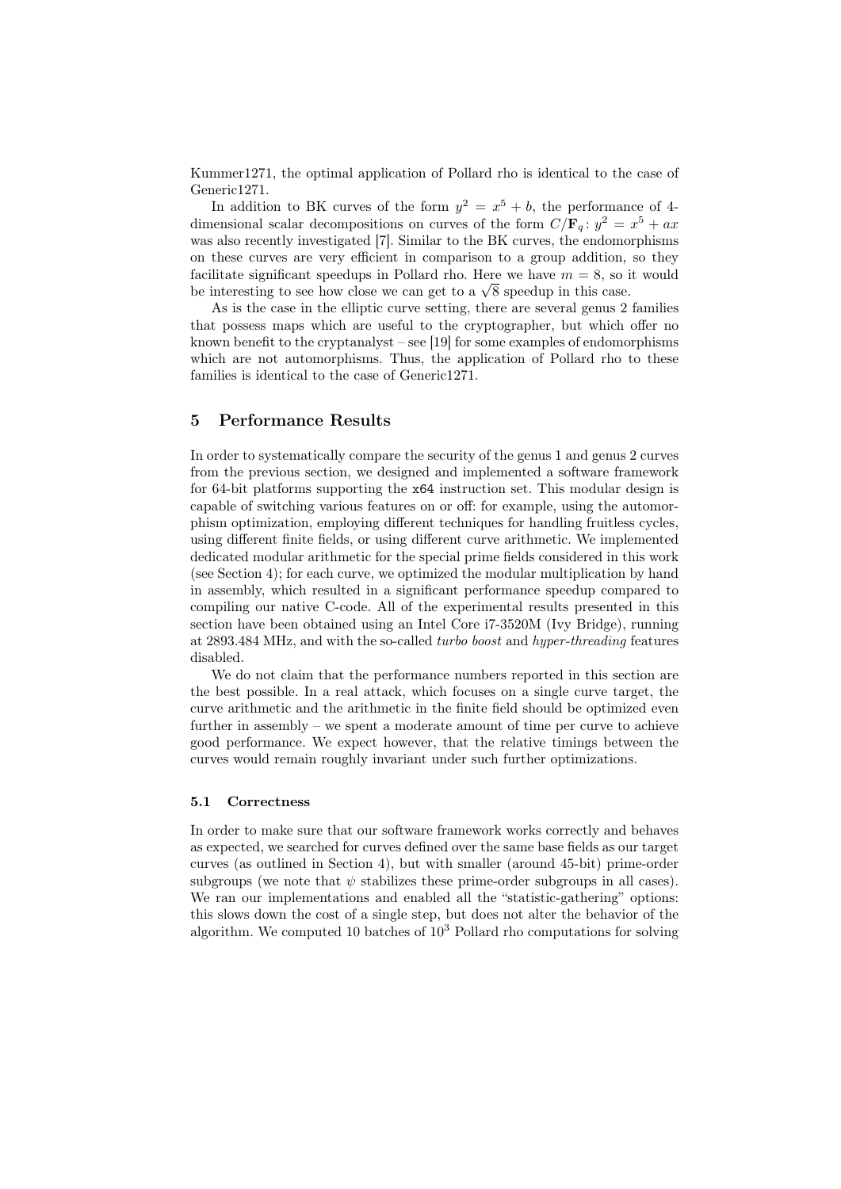Kummer1271, the optimal application of Pollard rho is identical to the case of Generic1271.

In addition to BK curves of the form $y^2 = x^5 + b$, the performance of 4-dimensional scalar decompositions on curves of the form $C/\mathbf{F}_q \colon y^2 = x^5 + ax$ was also recently investigated [7]. Similar to the BK curves, the endomorphisms on these curves are very efficient in comparison to a group addition, so they facilitate significant speedups in Pollard rho. Here we have $m = 8$, so it would be interesting to see how close we can get to a $\sqrt{8}$ speedup in this case.

As is the case in the elliptic curve setting, there are several genus 2 families that possess maps which are useful to the cryptographer, but which offer no known benefit to the cryptanalyst – see [19] for some examples of endomorphisms which are not automorphisms. Thus, the application of Pollard rho to these families is identical to the case of Generic1271.

## 5 Performance Results

In order to systematically compare the security of the genus 1 and genus 2 curves from the previous section, we designed and implemented a software framework for 64-bit platforms supporting the `x64` instruction set. This modular design is capable of switching various features on or off: for example, using the automorphism optimization, employing different techniques for handling fruitless cycles, using different finite fields, or using different curve arithmetic. We implemented dedicated modular arithmetic for the special prime fields considered in this work (see Section 4); for each curve, we optimized the modular multiplication by hand in assembly, which resulted in a significant performance speedup compared to compiling our native C-code. All of the experimental results presented in this section have been obtained using an Intel Core i7-3520M (Ivy Bridge), running at 2893.484 MHz, and with the so-called *turbo boost* and *hyper-threading* features disabled.

We do not claim that the performance numbers reported in this section are the best possible. In a real attack, which focuses on a single curve target, the curve arithmetic and the arithmetic in the finite field should be optimized even further in assembly – we spent a moderate amount of time per curve to achieve good performance. We expect however, that the relative timings between the curves would remain roughly invariant under such further optimizations.

### 5.1 Correctness

In order to make sure that our software framework works correctly and behaves as expected, we searched for curves defined over the same base fields as our target curves (as outlined in Section 4), but with smaller (around 45-bit) prime-order subgroups (we note that $\psi$ stabilizes these prime-order subgroups in all cases). We ran our implementations and enabled all the "statistic-gathering" options: this slows down the cost of a single step, but does not alter the behavior of the algorithm. We computed 10 batches of $10^3$ Pollard rho computations for solving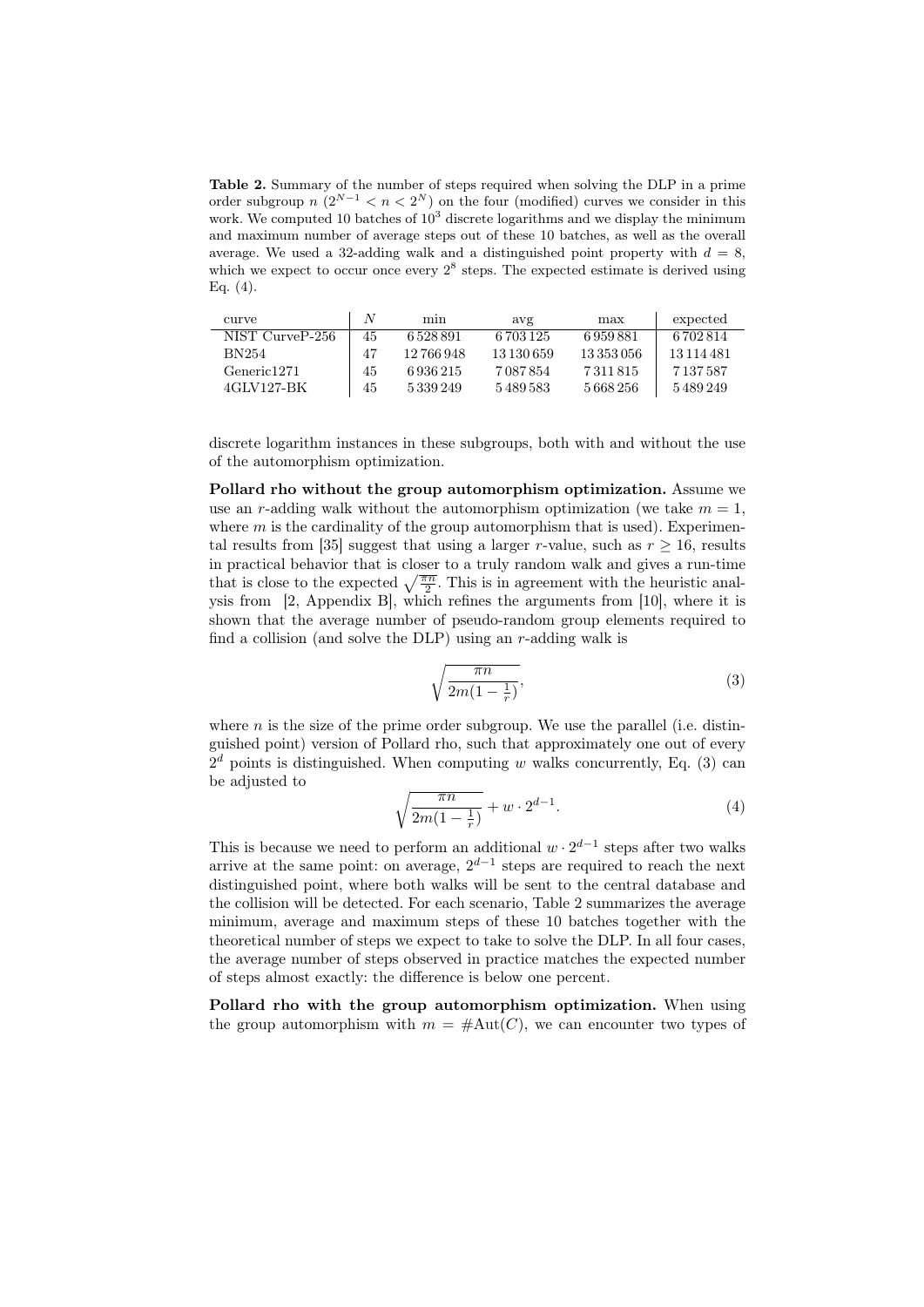**Table 2.** Summary of the number of steps required when solving the DLP in a prime order subgroup $n$ ($2^{N-1} < n < 2^N$) on the four (modified) curves we consider in this work. We computed 10 batches of $10^3$ discrete logarithms and we display the minimum and maximum number of average steps out of these 10 batches, as well as the overall average. We used a 32-adding walk and a distinguished point property with $d = 8$, which we expect to occur once every $2^8$ steps. The expected estimate is derived using Eq. (4).

| curve | $N$ | min | avg | max | expected |
|---|---|---|---|---|---|
| NIST CurveP-256 | 45 | 6 528 891 | 6 703 125 | 6 959 881 | 6 702 814 |
| BN254 | 47 | 12 766 948 | 13 130 659 | 13 353 056 | 13 114 481 |
| Generic1271 | 45 | 6 936 215 | 7 087 854 | 7 311 815 | 7 137 587 |
| 4GLV127-BK | 45 | 5 339 249 | 5 489 583 | 5 668 256 | 5 489 249 |

discrete logarithm instances in these subgroups, both with and without the use of the automorphism optimization.

**Pollard rho without the group automorphism optimization.** Assume we use an $r$-adding walk without the automorphism optimization (we take $m = 1$, where $m$ is the cardinality of the group automorphism that is used). Experimental results from [35] suggest that using a larger $r$-value, such as $r \geq 16$, results in practical behavior that is closer to a truly random walk and gives a run-time that is close to the expected $\sqrt{\frac{\pi n}{2}}$. This is in agreement with the heuristic analysis from [2, Appendix B], which refines the arguments from [10], where it is shown that the average number of pseudo-random group elements required to find a collision (and solve the DLP) using an $r$-adding walk is

$$\sqrt{\frac{\pi n}{2m(1-\frac{1}{r})}}, \tag{3}$$

where $n$ is the size of the prime order subgroup. We use the parallel (i.e. distinguished point) version of Pollard rho, such that approximately one out of every $2^d$ points is distinguished. When computing $w$ walks concurrently, Eq. (3) can be adjusted to

$$\sqrt{\frac{\pi n}{2m(1-\frac{1}{r})}} + w \cdot 2^{d-1}. \tag{4}$$

This is because we need to perform an additional $w \cdot 2^{d-1}$ steps after two walks arrive at the same point: on average, $2^{d-1}$ steps are required to reach the next distinguished point, where both walks will be sent to the central database and the collision will be detected. For each scenario, Table 2 summarizes the average minimum, average and maximum steps of these 10 batches together with the theoretical number of steps we expect to take to solve the DLP. In all four cases, the average number of steps observed in practice matches the expected number of steps almost exactly: the difference is below one percent.

**Pollard rho with the group automorphism optimization.** When using the group automorphism with $m = \#\text{Aut}(C)$, we can encounter two types of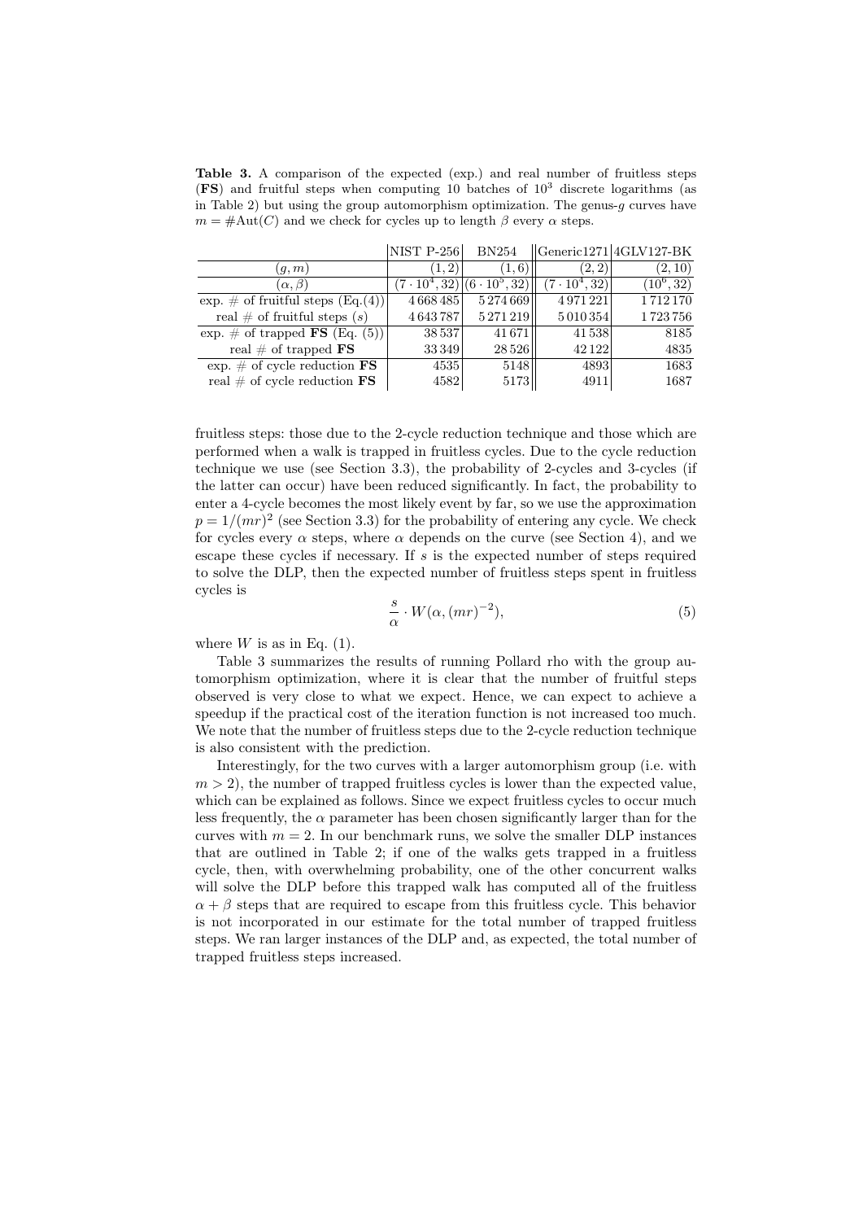**Table 3.** A comparison of the expected (exp.) and real number of fruitless steps (**FS**) and fruitful steps when computing 10 batches of $10^3$ discrete logarithms (as in Table 2) but using the group automorphism optimization. The genus-$g$ curves have $m = \#\mathrm{Aut}(C)$ and we check for cycles up to length $\beta$ every $\alpha$ steps.

| | NIST P-256 | BN254 | Generic1271 | 4GLV127-BK |
|---|---|---|---|---|
| $(g, m)$ | $(1, 2)$ | $(1, 6)$ | $(2, 2)$ | $(2, 10)$ |
| $(\alpha, \beta)$ | $(7 \cdot 10^4, 32)$ | $(6 \cdot 10^5, 32)$ | $(7 \cdot 10^4, 32)$ | $(10^6, 32)$ |
| exp. # of fruitful steps (Eq.(4)) | 4 668 485 | 5 274 669 | 4 971 221 | 1 712 170 |
| real # of fruitful steps ($s$) | 4 643 787 | 5 271 219 | 5 010 354 | 1 723 756 |
| exp. # of trapped **FS** (Eq. (5)) | 38 537 | 41 671 | 41 538 | 8185 |
| real # of trapped **FS** | 33 349 | 28 526 | 42 122 | 4835 |
| exp. # of cycle reduction **FS** | 4535 | 5148 | 4893 | 1683 |
| real # of cycle reduction **FS** | 4582 | 5173 | 4911 | 1687 |

fruitless steps: those due to the 2-cycle reduction technique and those which are performed when a walk is trapped in fruitless cycles. Due to the cycle reduction technique we use (see Section 3.3), the probability of 2-cycles and 3-cycles (if the latter can occur) have been reduced significantly. In fact, the probability to enter a 4-cycle becomes the most likely event by far, so we use the approximation $p = 1/(mr)^2$ (see Section 3.3) for the probability of entering any cycle. We check for cycles every $\alpha$ steps, where $\alpha$ depends on the curve (see Section 4), and we escape these cycles if necessary. If $s$ is the expected number of steps required to solve the DLP, then the expected number of fruitless steps spent in fruitless cycles is

$$\frac{s}{\alpha} \cdot W(\alpha, (mr)^{-2}), \tag{5}$$

where $W$ is as in Eq. (1).

Table 3 summarizes the results of running Pollard rho with the group automorphism optimization, where it is clear that the number of fruitful steps observed is very close to what we expect. Hence, we can expect to achieve a speedup if the practical cost of the iteration function is not increased too much. We note that the number of fruitless steps due to the 2-cycle reduction technique is also consistent with the prediction.

Interestingly, for the two curves with a larger automorphism group (i.e. with $m > 2$), the number of trapped fruitless cycles is lower than the expected value, which can be explained as follows. Since we expect fruitless cycles to occur much less frequently, the $\alpha$ parameter has been chosen significantly larger than for the curves with $m = 2$. In our benchmark runs, we solve the smaller DLP instances that are outlined in Table 2; if one of the walks gets trapped in a fruitless cycle, then, with overwhelming probability, one of the other concurrent walks will solve the DLP before this trapped walk has computed all of the fruitless $\alpha + \beta$ steps that are required to escape from this fruitless cycle. This behavior is not incorporated in our estimate for the total number of trapped fruitless steps. We ran larger instances of the DLP and, as expected, the total number of trapped fruitless steps increased.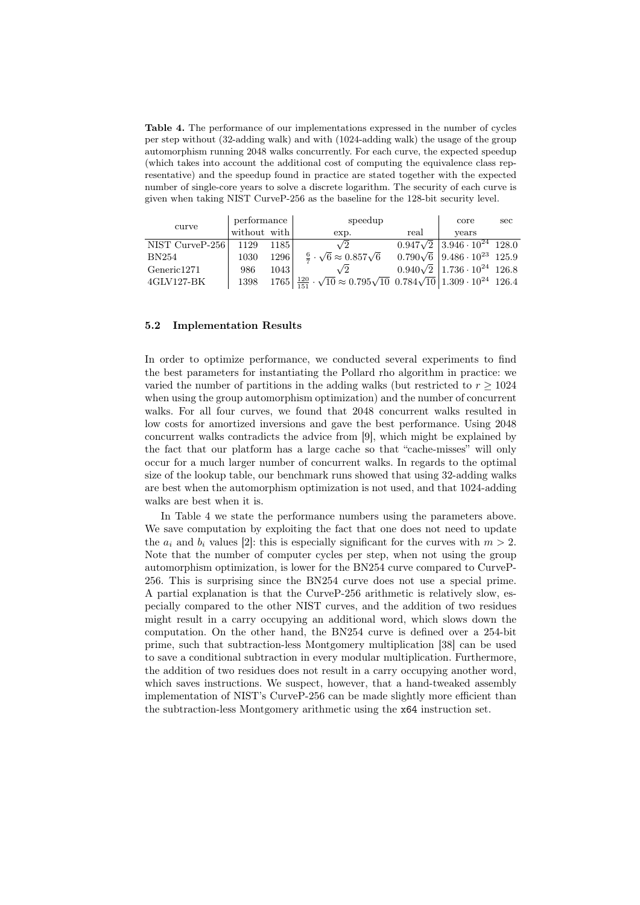**Table 4.** The performance of our implementations expressed in the number of cycles per step without (32-adding walk) and with (1024-adding walk) the usage of the group automorphism running 2048 walks concurrently. For each curve, the expected speedup (which takes into account the additional cost of computing the equivalence class representative) and the speedup found in practice are stated together with the expected number of single-core years to solve a discrete logarithm. The security of each curve is given when taking NIST CurveP-256 as the baseline for the 128-bit security level.

| curve | performance | | speedup | | core | sec |
|---|---|---|---|---|---|---|
| | without | with | exp. | real | years | |
| NIST CurveP-256 | 1129 | 1185 | $\sqrt{2}$ | $0.947\sqrt{2}$ | $3.946 \cdot 10^{24}$ | 128.0 |
| BN254 | 1030 | 1296 | $\frac{6}{7} \cdot \sqrt{6} \approx 0.857\sqrt{6}$ | $0.790\sqrt{6}$ | $9.486 \cdot 10^{23}$ | 125.9 |
| Generic1271 | 986 | 1043 | $\sqrt{2}$ | $0.940\sqrt{2}$ | $1.736 \cdot 10^{24}$ | 126.8 |
| 4GLV127-BK | 1398 | 1765 | $\frac{120}{151} \cdot \sqrt{10} \approx 0.795\sqrt{10}$ | $0.784\sqrt{10}$ | $1.309 \cdot 10^{24}$ | 126.4 |

### 5.2 Implementation Results

In order to optimize performance, we conducted several experiments to find the best parameters for instantiating the Pollard rho algorithm in practice: we varied the number of partitions in the adding walks (but restricted to $r \geq 1024$ when using the group automorphism optimization) and the number of concurrent walks. For all four curves, we found that 2048 concurrent walks resulted in low costs for amortized inversions and gave the best performance. Using 2048 concurrent walks contradicts the advice from [9], which might be explained by the fact that our platform has a large cache so that "cache-misses" will only occur for a much larger number of concurrent walks. In regards to the optimal size of the lookup table, our benchmark runs showed that using 32-adding walks are best when the automorphism optimization is not used, and that 1024-adding walks are best when it is.

In Table 4 we state the performance numbers using the parameters above. We save computation by exploiting the fact that one does not need to update the $a_i$ and $b_i$ values [2]: this is especially significant for the curves with $m > 2$. Note that the number of computer cycles per step, when not using the group automorphism optimization, is lower for the BN254 curve compared to CurveP-256. This is surprising since the BN254 curve does not use a special prime. A partial explanation is that the CurveP-256 arithmetic is relatively slow, especially compared to the other NIST curves, and the addition of two residues might result in a carry occupying an additional word, which slows down the computation. On the other hand, the BN254 curve is defined over a 254-bit prime, such that subtraction-less Montgomery multiplication [38] can be used to save a conditional subtraction in every modular multiplication. Furthermore, the addition of two residues does not result in a carry occupying another word, which saves instructions. We suspect, however, that a hand-tweaked assembly implementation of NIST's CurveP-256 can be made slightly more efficient than the subtraction-less Montgomery arithmetic using the x64 instruction set.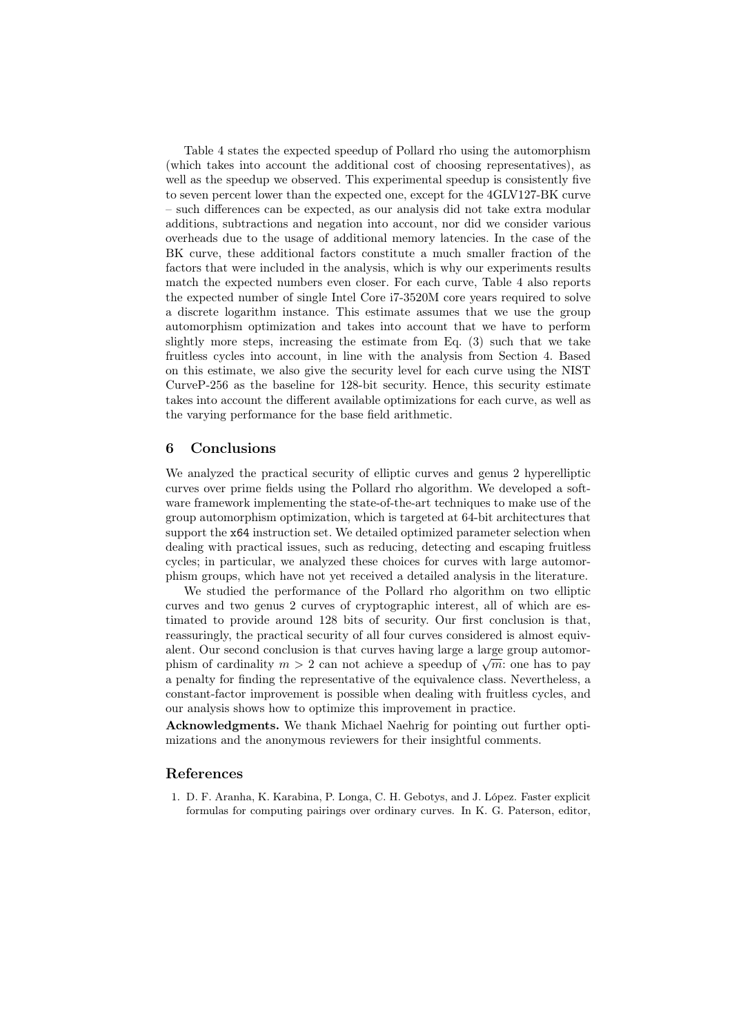Table 4 states the expected speedup of Pollard rho using the automorphism (which takes into account the additional cost of choosing representatives), as well as the speedup we observed. This experimental speedup is consistently five to seven percent lower than the expected one, except for the 4GLV127-BK curve – such differences can be expected, as our analysis did not take extra modular additions, subtractions and negation into account, nor did we consider various overheads due to the usage of additional memory latencies. In the case of the BK curve, these additional factors constitute a much smaller fraction of the factors that were included in the analysis, which is why our experiments results match the expected numbers even closer. For each curve, Table 4 also reports the expected number of single Intel Core i7-3520M core years required to solve a discrete logarithm instance. This estimate assumes that we use the group automorphism optimization and takes into account that we have to perform slightly more steps, increasing the estimate from Eq. (3) such that we take fruitless cycles into account, in line with the analysis from Section 4. Based on this estimate, we also give the security level for each curve using the NIST CurveP-256 as the baseline for 128-bit security. Hence, this security estimate takes into account the different available optimizations for each curve, as well as the varying performance for the base field arithmetic.

## 6 Conclusions

We analyzed the practical security of elliptic curves and genus 2 hyperelliptic curves over prime fields using the Pollard rho algorithm. We developed a software framework implementing the state-of-the-art techniques to make use of the group automorphism optimization, which is targeted at 64-bit architectures that support the `x64` instruction set. We detailed optimized parameter selection when dealing with practical issues, such as reducing, detecting and escaping fruitless cycles; in particular, we analyzed these choices for curves with large automorphism groups, which have not yet received a detailed analysis in the literature.

We studied the performance of the Pollard rho algorithm on two elliptic curves and two genus 2 curves of cryptographic interest, all of which are estimated to provide around 128 bits of security. Our first conclusion is that, reassuringly, the practical security of all four curves considered is almost equivalent. Our second conclusion is that curves having large a large group automorphism of cardinality $m > 2$ can not achieve a speedup of $\sqrt{m}$: one has to pay a penalty for finding the representative of the equivalence class. Nevertheless, a constant-factor improvement is possible when dealing with fruitless cycles, and our analysis shows how to optimize this improvement in practice.

**Acknowledgments.** We thank Michael Naehrig for pointing out further optimizations and the anonymous reviewers for their insightful comments.

## References

1. D. F. Aranha, K. Karabina, P. Longa, C. H. Gebotys, and J. López. Faster explicit formulas for computing pairings over ordinary curves. In K. G. Paterson, editor,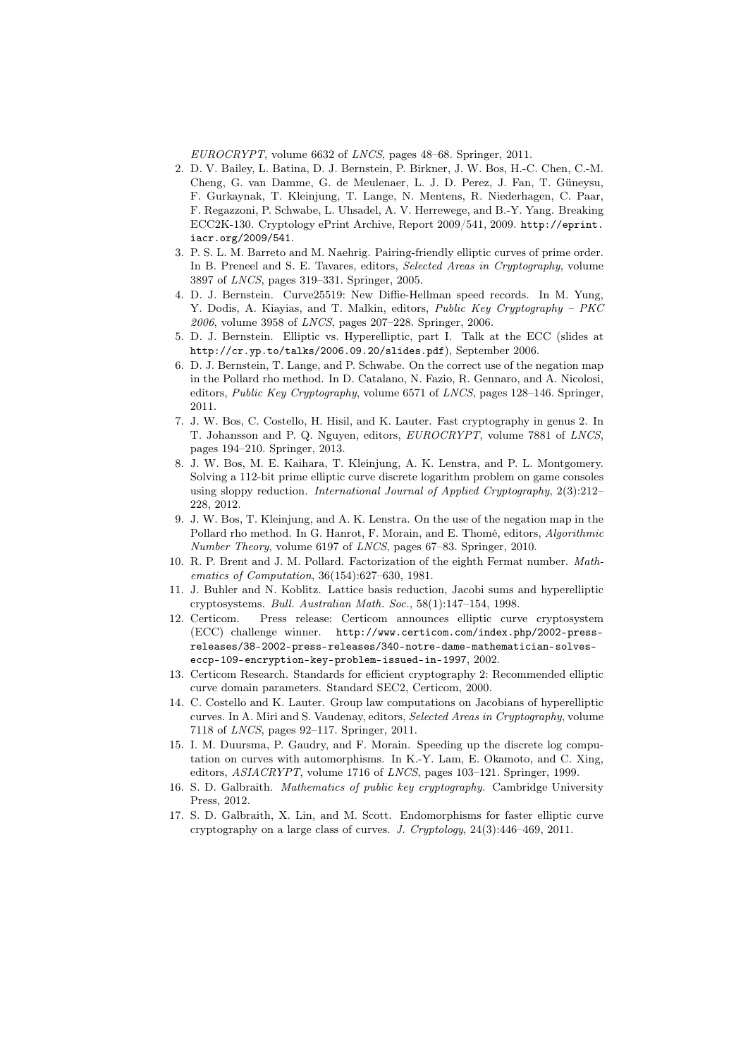*EUROCRYPT*, volume 6632 of *LNCS*, pages 48–68. Springer, 2011.

2. D. V. Bailey, L. Batina, D. J. Bernstein, P. Birkner, J. W. Bos, H.-C. Chen, C.-M. Cheng, G. van Damme, G. de Meulenaer, L. J. D. Perez, J. Fan, T. Güneysu, F. Gurkaynak, T. Kleinjung, T. Lange, N. Mentens, R. Niederhagen, C. Paar, F. Regazzoni, P. Schwabe, L. Uhsadel, A. V. Herrewege, and B.-Y. Yang. Breaking ECC2K-130. Cryptology ePrint Archive, Report 2009/541, 2009. `http://eprint.iacr.org/2009/541`.
3. P. S. L. M. Barreto and M. Naehrig. Pairing-friendly elliptic curves of prime order. In B. Preneel and S. E. Tavares, editors, *Selected Areas in Cryptography*, volume 3897 of *LNCS*, pages 319–331. Springer, 2005.
4. D. J. Bernstein. Curve25519: New Diffie-Hellman speed records. In M. Yung, Y. Dodis, A. Kiayias, and T. Malkin, editors, *Public Key Cryptography – PKC 2006*, volume 3958 of *LNCS*, pages 207–228. Springer, 2006.
5. D. J. Bernstein. Elliptic vs. Hyperelliptic, part I. Talk at the ECC (slides at `http://cr.yp.to/talks/2006.09.20/slides.pdf`), September 2006.
6. D. J. Bernstein, T. Lange, and P. Schwabe. On the correct use of the negation map in the Pollard rho method. In D. Catalano, N. Fazio, R. Gennaro, and A. Nicolosi, editors, *Public Key Cryptography*, volume 6571 of *LNCS*, pages 128–146. Springer, 2011.
7. J. W. Bos, C. Costello, H. Hisil, and K. Lauter. Fast cryptography in genus 2. In T. Johansson and P. Q. Nguyen, editors, *EUROCRYPT*, volume 7881 of *LNCS*, pages 194–210. Springer, 2013.
8. J. W. Bos, M. E. Kaihara, T. Kleinjung, A. K. Lenstra, and P. L. Montgomery. Solving a 112-bit prime elliptic curve discrete logarithm problem on game consoles using sloppy reduction. *International Journal of Applied Cryptography*, 2(3):212–228, 2012.
9. J. W. Bos, T. Kleinjung, and A. K. Lenstra. On the use of the negation map in the Pollard rho method. In G. Hanrot, F. Morain, and E. Thomé, editors, *Algorithmic Number Theory*, volume 6197 of *LNCS*, pages 67–83. Springer, 2010.
10. R. P. Brent and J. M. Pollard. Factorization of the eighth Fermat number. *Mathematics of Computation*, 36(154):627–630, 1981.
11. J. Buhler and N. Koblitz. Lattice basis reduction, Jacobi sums and hyperelliptic cryptosystems. *Bull. Australian Math. Soc.*, 58(1):147–154, 1998.
12. Certicom. Press release: Certicom announces elliptic curve cryptosystem (ECC) challenge winner. `http://www.certicom.com/index.php/2002-press-releases/38-2002-press-releases/340-notre-dame-mathematician-solves-eccp-109-encryption-key-problem-issued-in-1997`, 2002.
13. Certicom Research. Standards for efficient cryptography 2: Recommended elliptic curve domain parameters. Standard SEC2, Certicom, 2000.
14. C. Costello and K. Lauter. Group law computations on Jacobians of hyperelliptic curves. In A. Miri and S. Vaudenay, editors, *Selected Areas in Cryptography*, volume 7118 of *LNCS*, pages 92–117. Springer, 2011.
15. I. M. Duursma, P. Gaudry, and F. Morain. Speeding up the discrete log computation on curves with automorphisms. In K.-Y. Lam, E. Okamoto, and C. Xing, editors, *ASIACRYPT*, volume 1716 of *LNCS*, pages 103–121. Springer, 1999.
16. S. D. Galbraith. *Mathematics of public key cryptography*. Cambridge University Press, 2012.
17. S. D. Galbraith, X. Lin, and M. Scott. Endomorphisms for faster elliptic curve cryptography on a large class of curves. *J. Cryptology*, 24(3):446–469, 2011.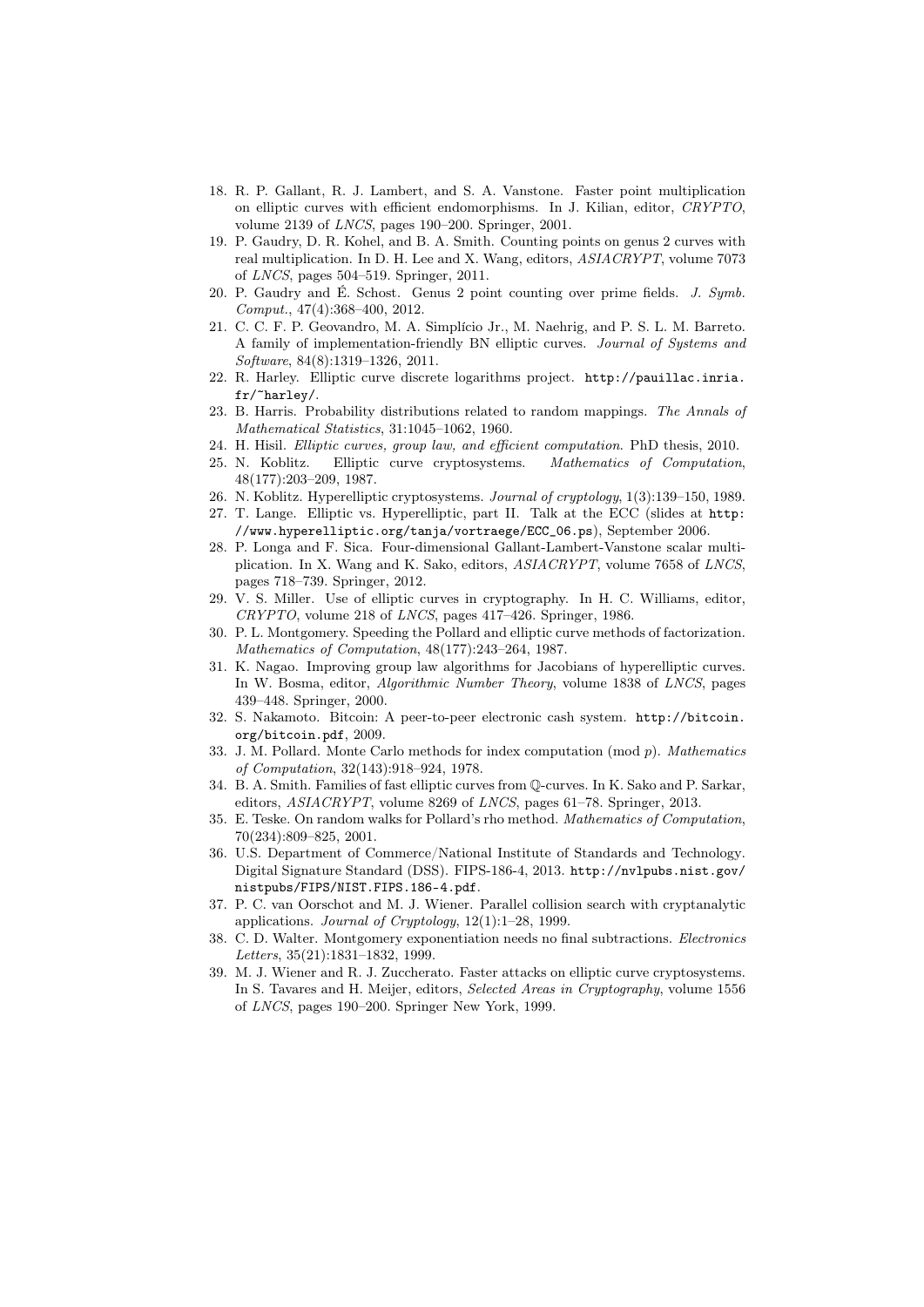18. R. P. Gallant, R. J. Lambert, and S. A. Vanstone. Faster point multiplication on elliptic curves with efficient endomorphisms. In J. Kilian, editor, *CRYPTO*, volume 2139 of *LNCS*, pages 190–200. Springer, 2001.
19. P. Gaudry, D. R. Kohel, and B. A. Smith. Counting points on genus 2 curves with real multiplication. In D. H. Lee and X. Wang, editors, *ASIACRYPT*, volume 7073 of *LNCS*, pages 504–519. Springer, 2011.
20. P. Gaudry and É. Schost. Genus 2 point counting over prime fields. *J. Symb. Comput.*, 47(4):368–400, 2012.
21. C. C. F. P. Geovandro, M. A. Simplício Jr., M. Naehrig, and P. S. L. M. Barreto. A family of implementation-friendly BN elliptic curves. *Journal of Systems and Software*, 84(8):1319–1326, 2011.
22. R. Harley. Elliptic curve discrete logarithms project. `http://pauillac.inria.fr/~harley/`.
23. B. Harris. Probability distributions related to random mappings. *The Annals of Mathematical Statistics*, 31:1045–1062, 1960.
24. H. Hisil. *Elliptic curves, group law, and efficient computation*. PhD thesis, 2010.
25. N. Koblitz. Elliptic curve cryptosystems. *Mathematics of Computation*, 48(177):203–209, 1987.
26. N. Koblitz. Hyperelliptic cryptosystems. *Journal of cryptology*, 1(3):139–150, 1989.
27. T. Lange. Elliptic vs. Hyperelliptic, part II. Talk at the ECC (slides at `http://www.hyperelliptic.org/tanja/vortraege/ECC_06.ps`), September 2006.
28. P. Longa and F. Sica. Four-dimensional Gallant-Lambert-Vanstone scalar multiplication. In X. Wang and K. Sako, editors, *ASIACRYPT*, volume 7658 of *LNCS*, pages 718–739. Springer, 2012.
29. V. S. Miller. Use of elliptic curves in cryptography. In H. C. Williams, editor, *CRYPTO*, volume 218 of *LNCS*, pages 417–426. Springer, 1986.
30. P. L. Montgomery. Speeding the Pollard and elliptic curve methods of factorization. *Mathematics of Computation*, 48(177):243–264, 1987.
31. K. Nagao. Improving group law algorithms for Jacobians of hyperelliptic curves. In W. Bosma, editor, *Algorithmic Number Theory*, volume 1838 of *LNCS*, pages 439–448. Springer, 2000.
32. S. Nakamoto. Bitcoin: A peer-to-peer electronic cash system. `http://bitcoin.org/bitcoin.pdf`, 2009.
33. J. M. Pollard. Monte Carlo methods for index computation (mod $p$). *Mathematics of Computation*, 32(143):918–924, 1978.
34. B. A. Smith. Families of fast elliptic curves from $\mathbb{Q}$-curves. In K. Sako and P. Sarkar, editors, *ASIACRYPT*, volume 8269 of *LNCS*, pages 61–78. Springer, 2013.
35. E. Teske. On random walks for Pollard's rho method. *Mathematics of Computation*, 70(234):809–825, 2001.
36. U.S. Department of Commerce/National Institute of Standards and Technology. Digital Signature Standard (DSS). FIPS-186-4, 2013. `http://nvlpubs.nist.gov/nistpubs/FIPS/NIST.FIPS.186-4.pdf`.
37. P. C. van Oorschot and M. J. Wiener. Parallel collision search with cryptanalytic applications. *Journal of Cryptology*, 12(1):1–28, 1999.
38. C. D. Walter. Montgomery exponentiation needs no final subtractions. *Electronics Letters*, 35(21):1831–1832, 1999.
39. M. J. Wiener and R. J. Zuccherato. Faster attacks on elliptic curve cryptosystems. In S. Tavares and H. Meijer, editors, *Selected Areas in Cryptography*, volume 1556 of *LNCS*, pages 190–200. Springer New York, 1999.